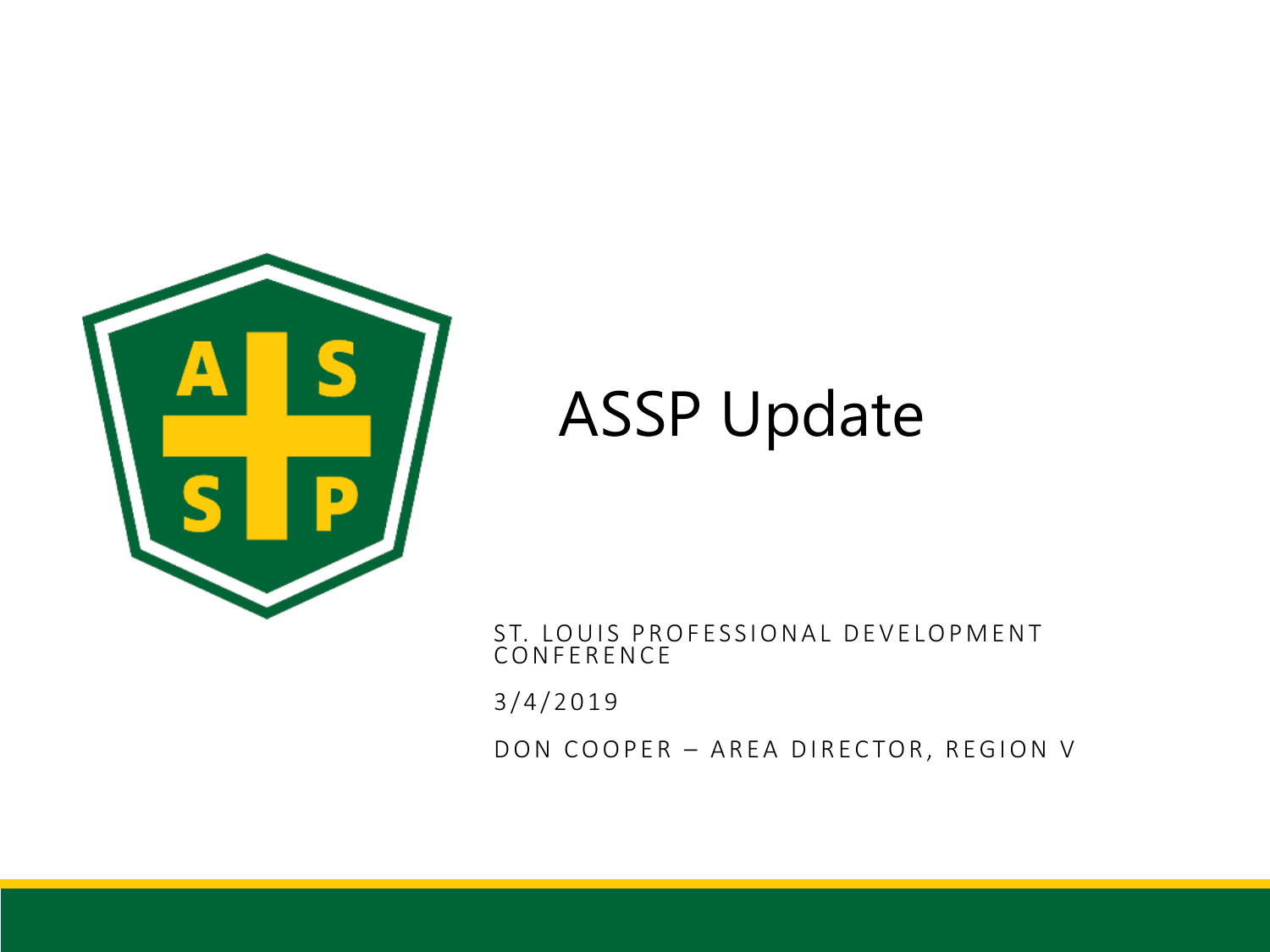# ASSP Update

ST. LOUIS PROFESSIONAL DEVELOPMENT CONFERENCE

3/4/2019

DON COOPER – AREA DIRECTOR, REGION V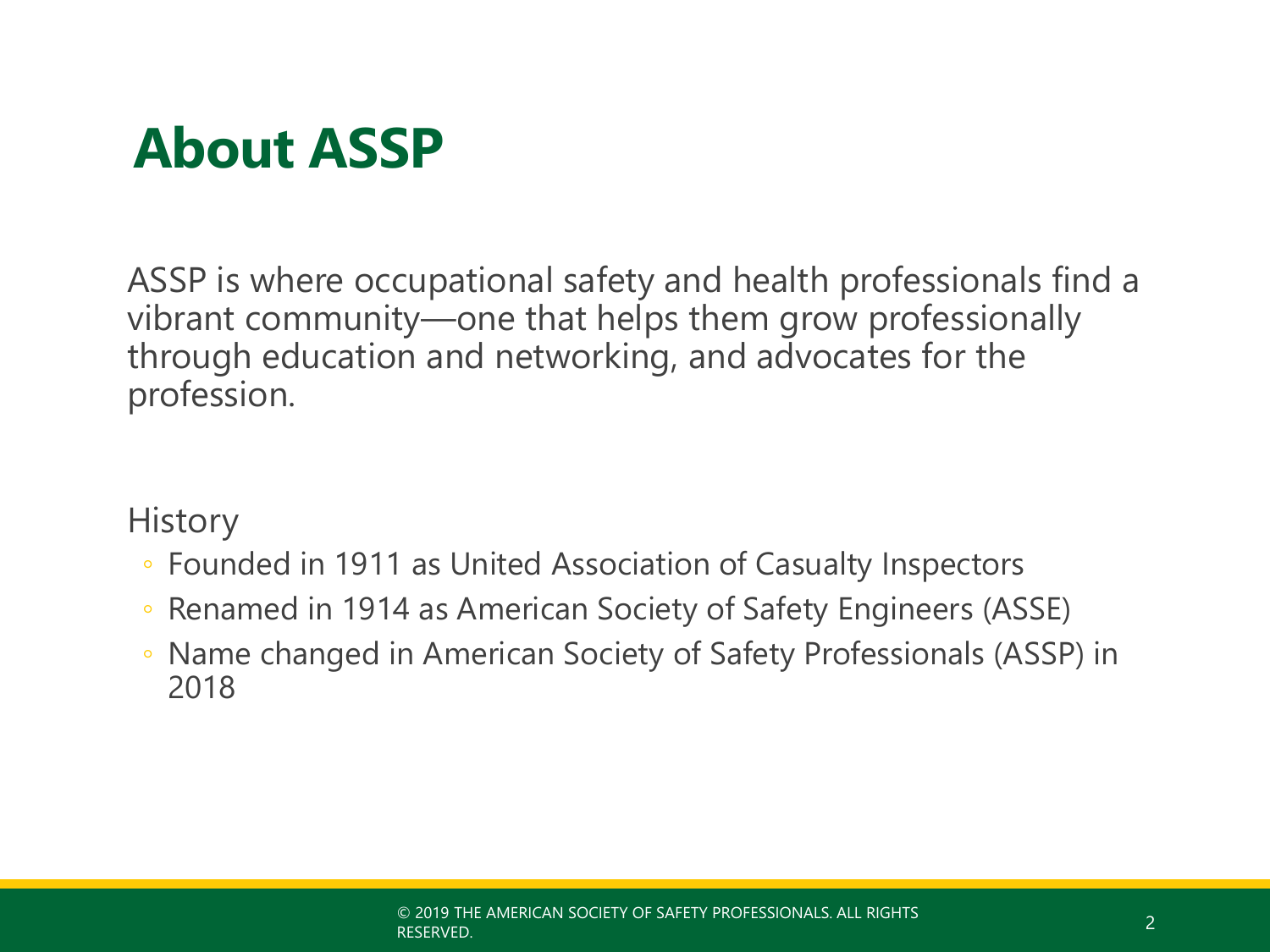# About ASSP

ASSP is where occupational safety and health professionals find a vibrant community—one that helps them grow professionally through education and networking, and advocates for the profession.

History

- Founded in 1911 as United Association of Casualty Inspectors
- Renamed in 1914 as American Society of Safety Engineers (ASSE)
- Name changed in American Society of Safety Professionals (ASSP) in 2018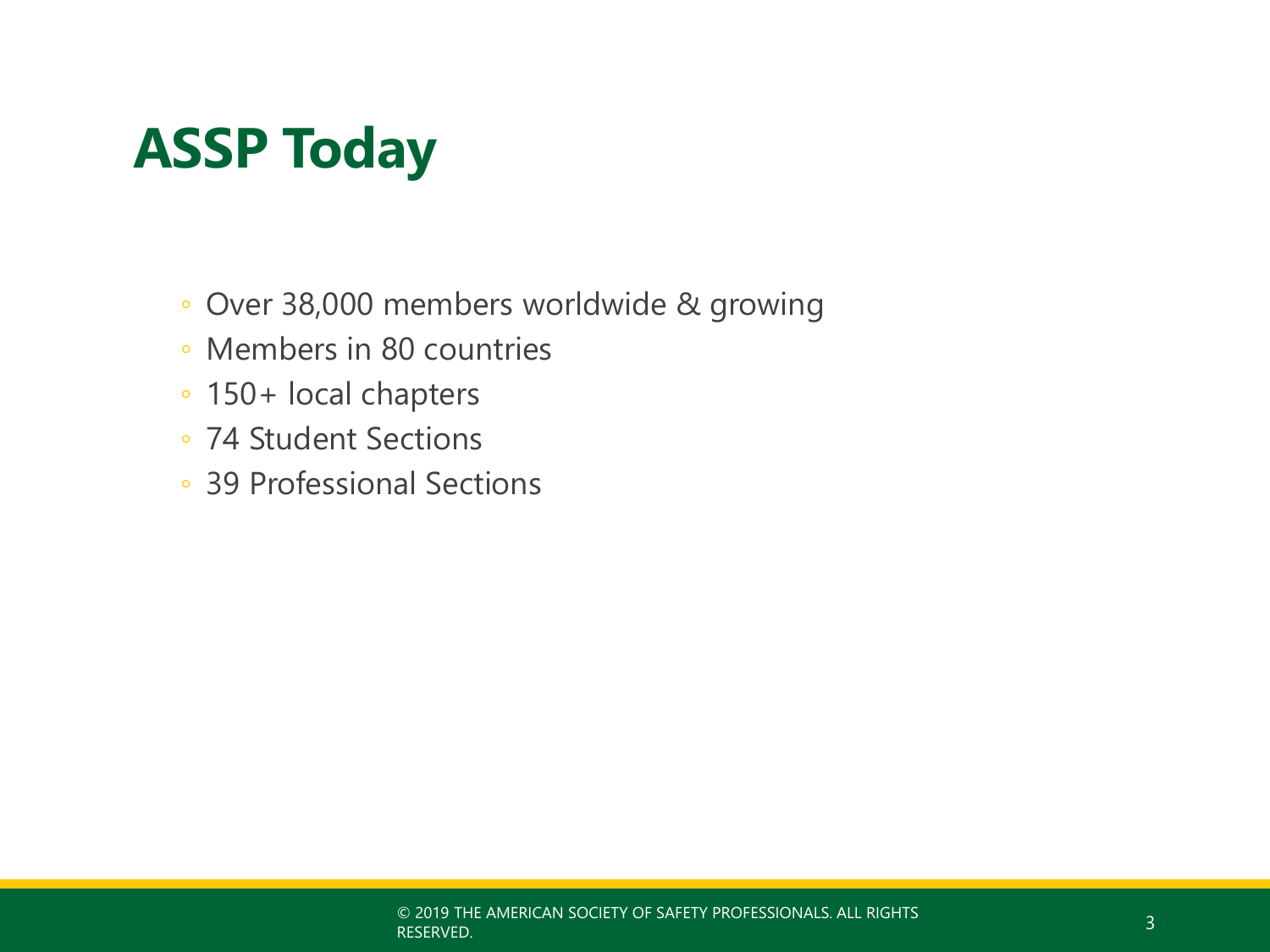# ASSP Today

- Over 38,000 members worldwide & growing
- Members in 80 countries
- 150+ local chapters
- 74 Student Sections
- 39 Professional Sections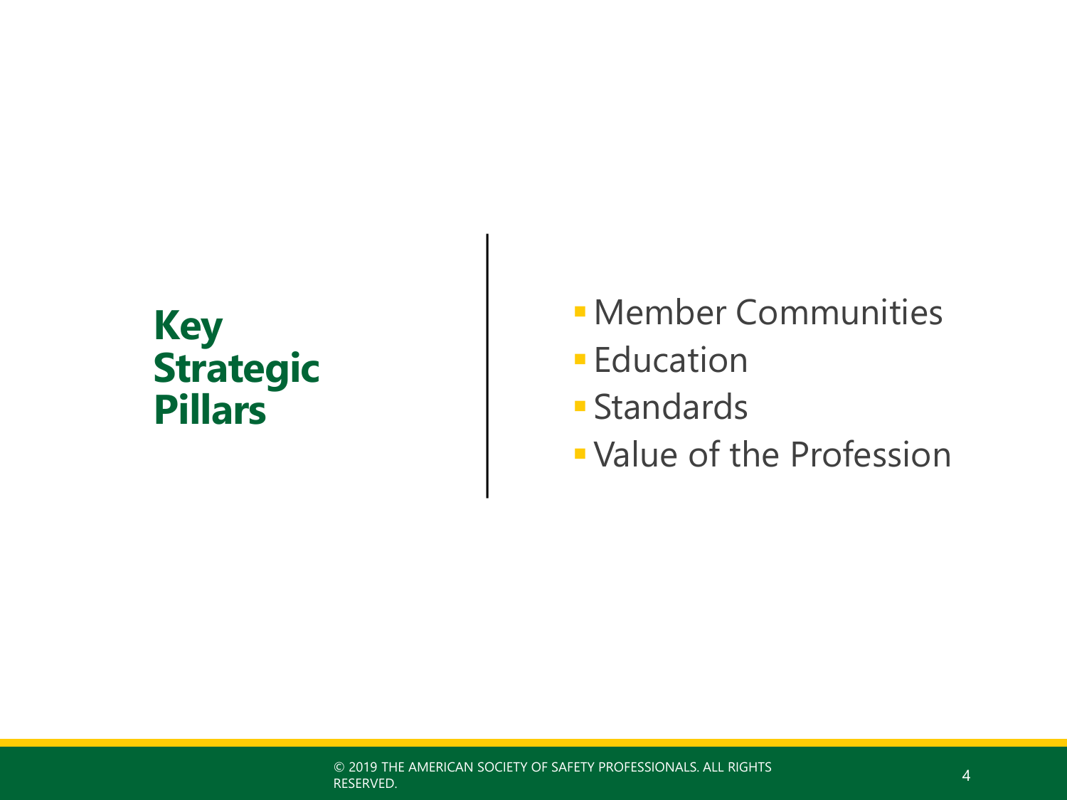## Key Strategic Pillars

- Member Communities
- Education
- Standards
- Value of the Profession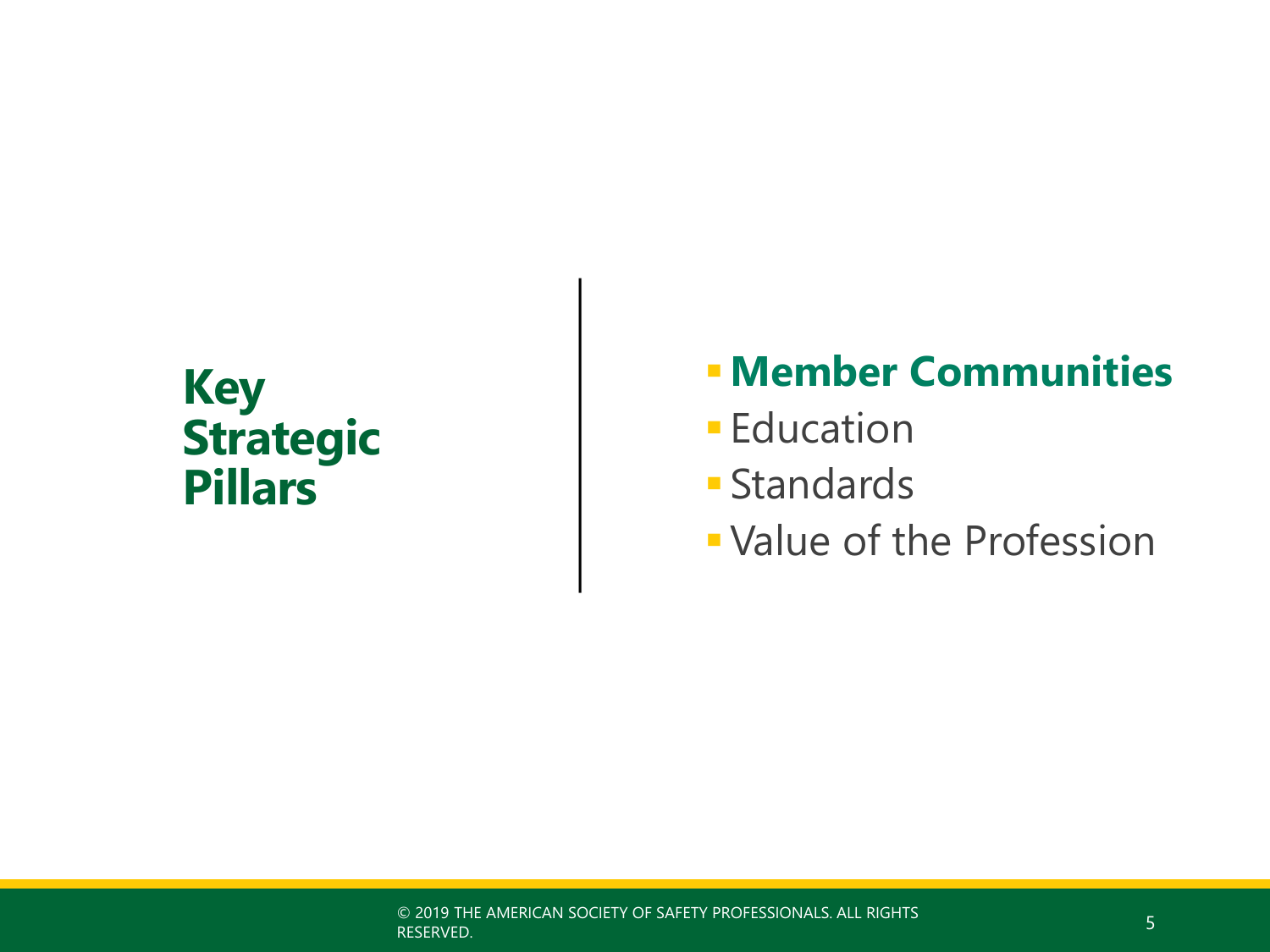# Key Strategic Pillars

- **Member Communities**
- Education
- Standards
- Value of the Profession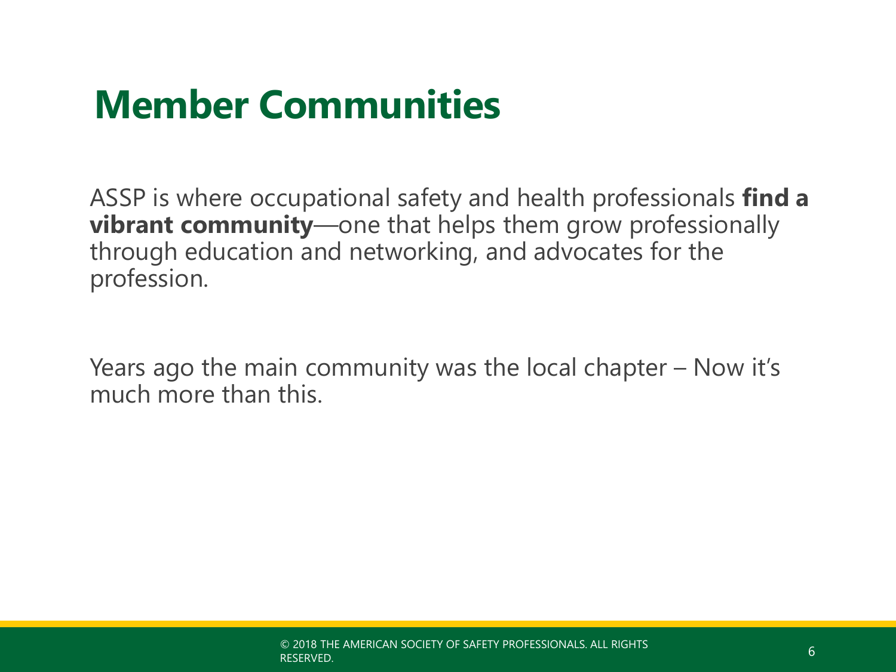# Member Communities

ASSP is where occupational safety and health professionals **find a vibrant community**—one that helps them grow professionally through education and networking, and advocates for the profession.

Years ago the main community was the local chapter – Now it's much more than this.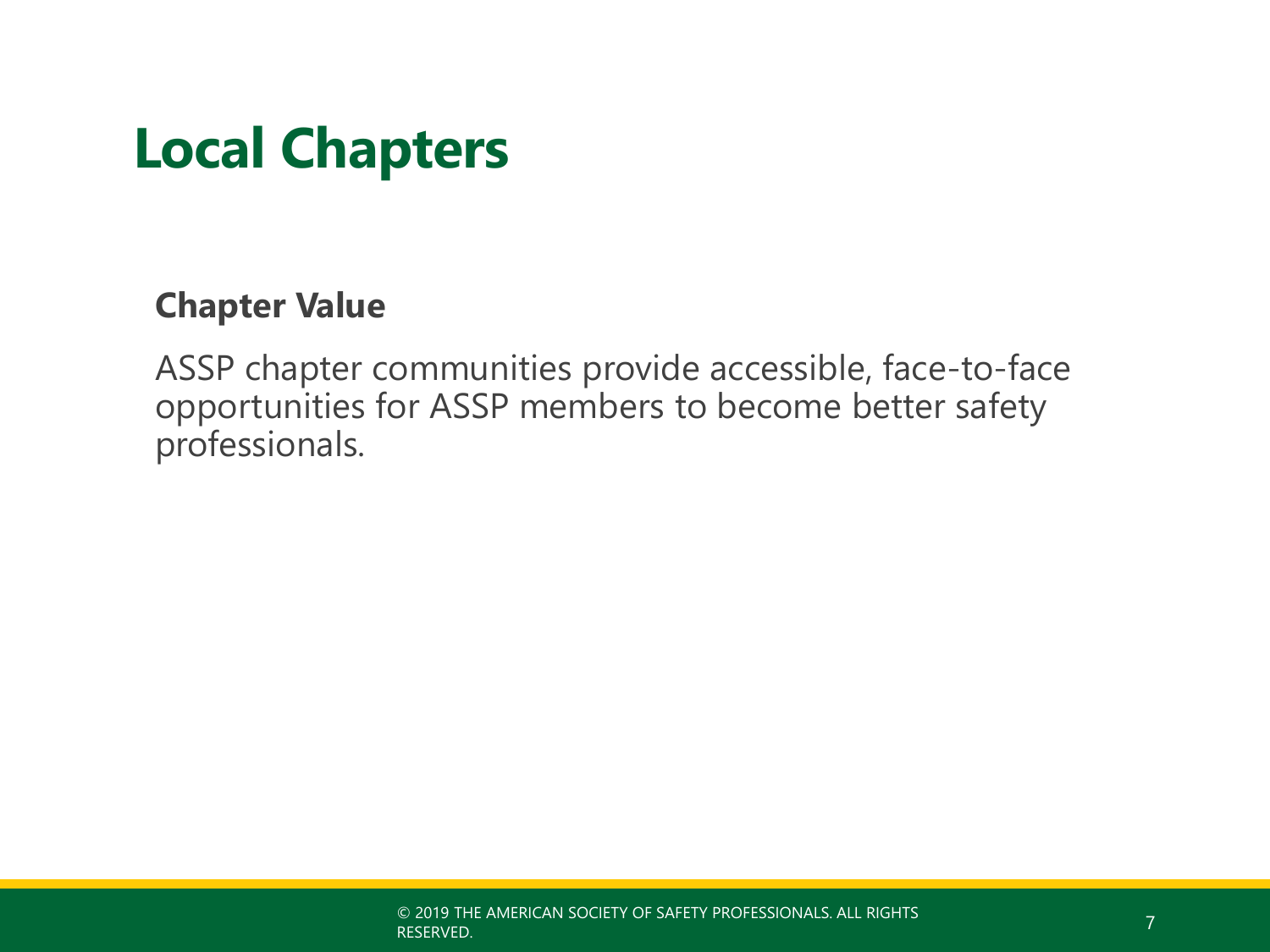# Local Chapters

**Chapter Value**

ASSP chapter communities provide accessible, face-to-face opportunities for ASSP members to become better safety professionals.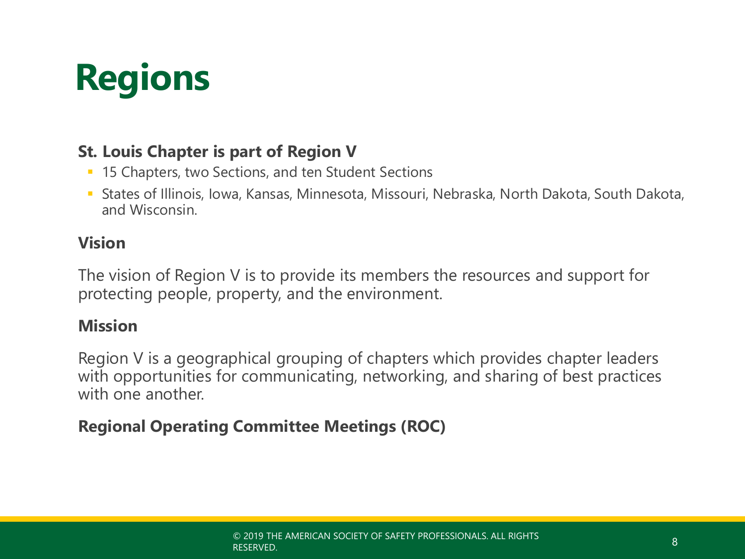# Regions

**St. Louis Chapter is part of Region V**

- 15 Chapters, two Sections, and ten Student Sections
- States of Illinois, Iowa, Kansas, Minnesota, Missouri, Nebraska, North Dakota, South Dakota, and Wisconsin.

**Vision**

The vision of Region V is to provide its members the resources and support for protecting people, property, and the environment.

**Mission**

Region V is a geographical grouping of chapters which provides chapter leaders with opportunities for communicating, networking, and sharing of best practices with one another.

**Regional Operating Committee Meetings (ROC)**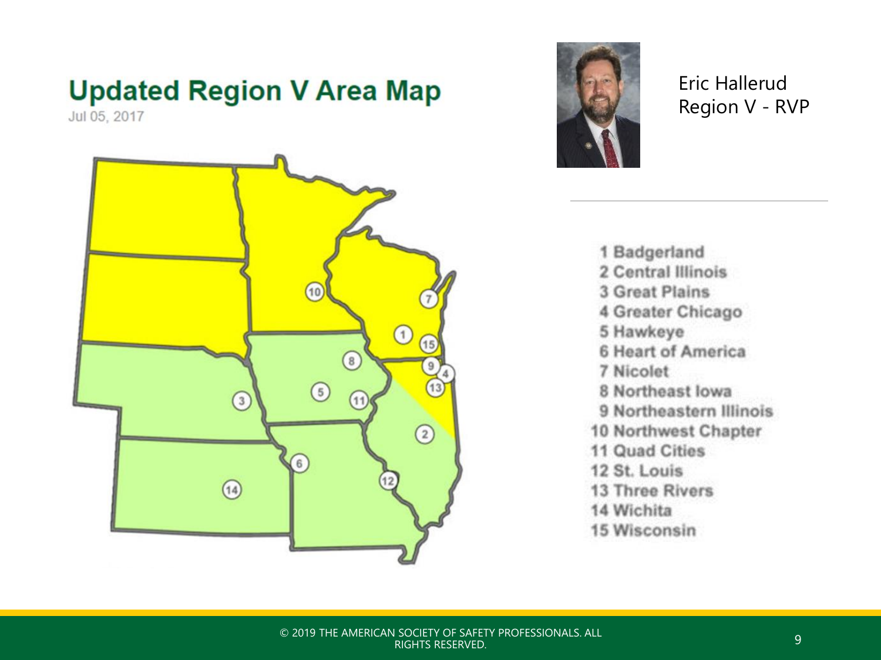## Updated Region V Area Map

Jul 05, 2017

Eric Hallerud
Region V - RVP

1. Badgerland
2. Central Illinois
3. Great Plains
4. Greater Chicago
5. Hawkeye
6. Heart of America
7. Nicolet
8. Northeast Iowa
9. Northeastern Illinois
10. Northwest Chapter
11. Quad Cities
12. St. Louis
13. Three Rivers
14. Wichita
15. Wisconsin

© 2019 THE AMERICAN SOCIETY OF SAFETY PROFESSIONALS. ALL RIGHTS RESERVED.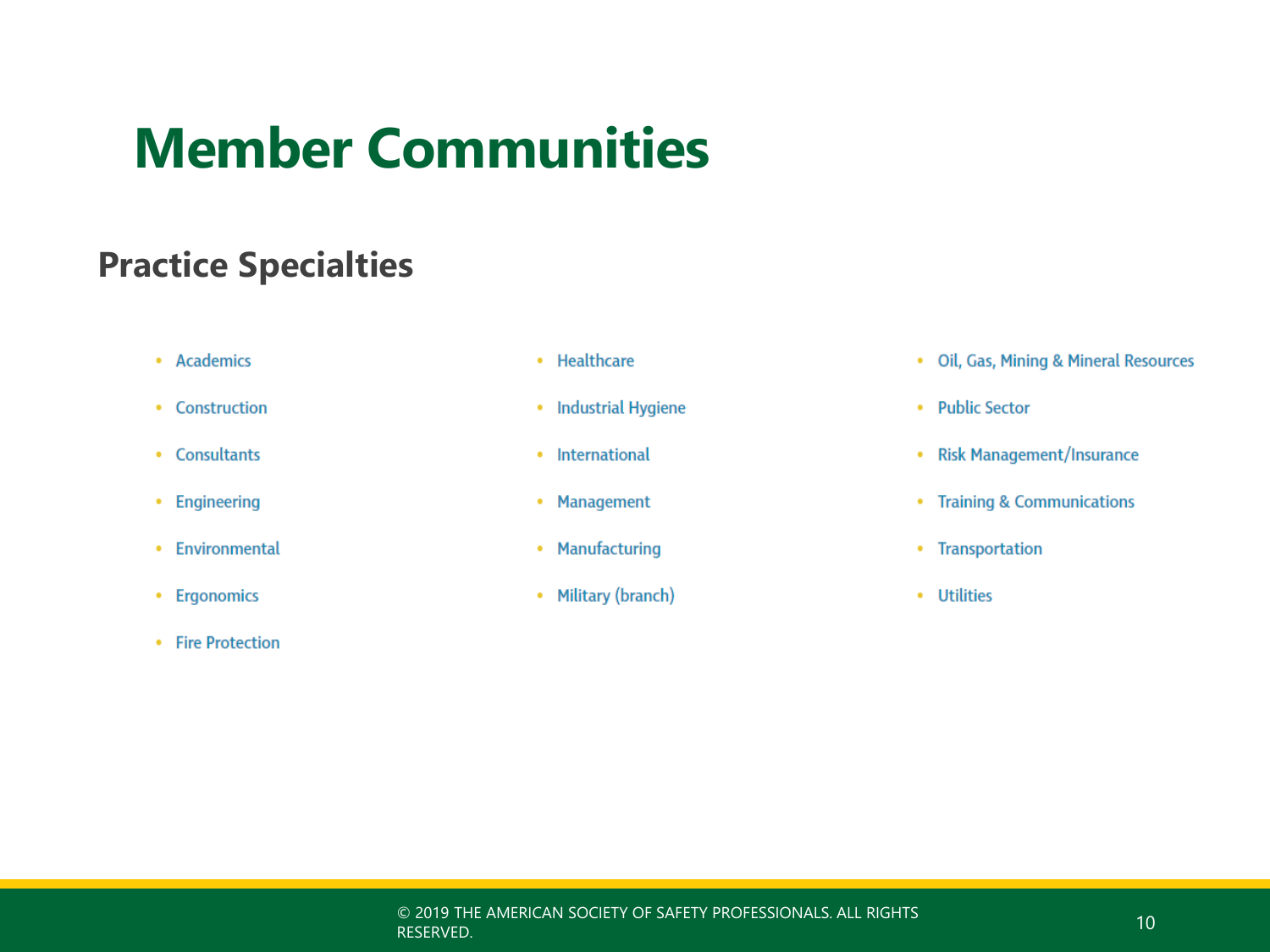# Member Communities

## Practice Specialties

- Academics
- Construction
- Consultants
- Engineering
- Environmental
- Ergonomics
- Fire Protection
- Healthcare
- Industrial Hygiene
- International
- Management
- Manufacturing
- Military (branch)
- Oil, Gas, Mining & Mineral Resources
- Public Sector
- Risk Management/Insurance
- Training & Communications
- Transportation
- Utilities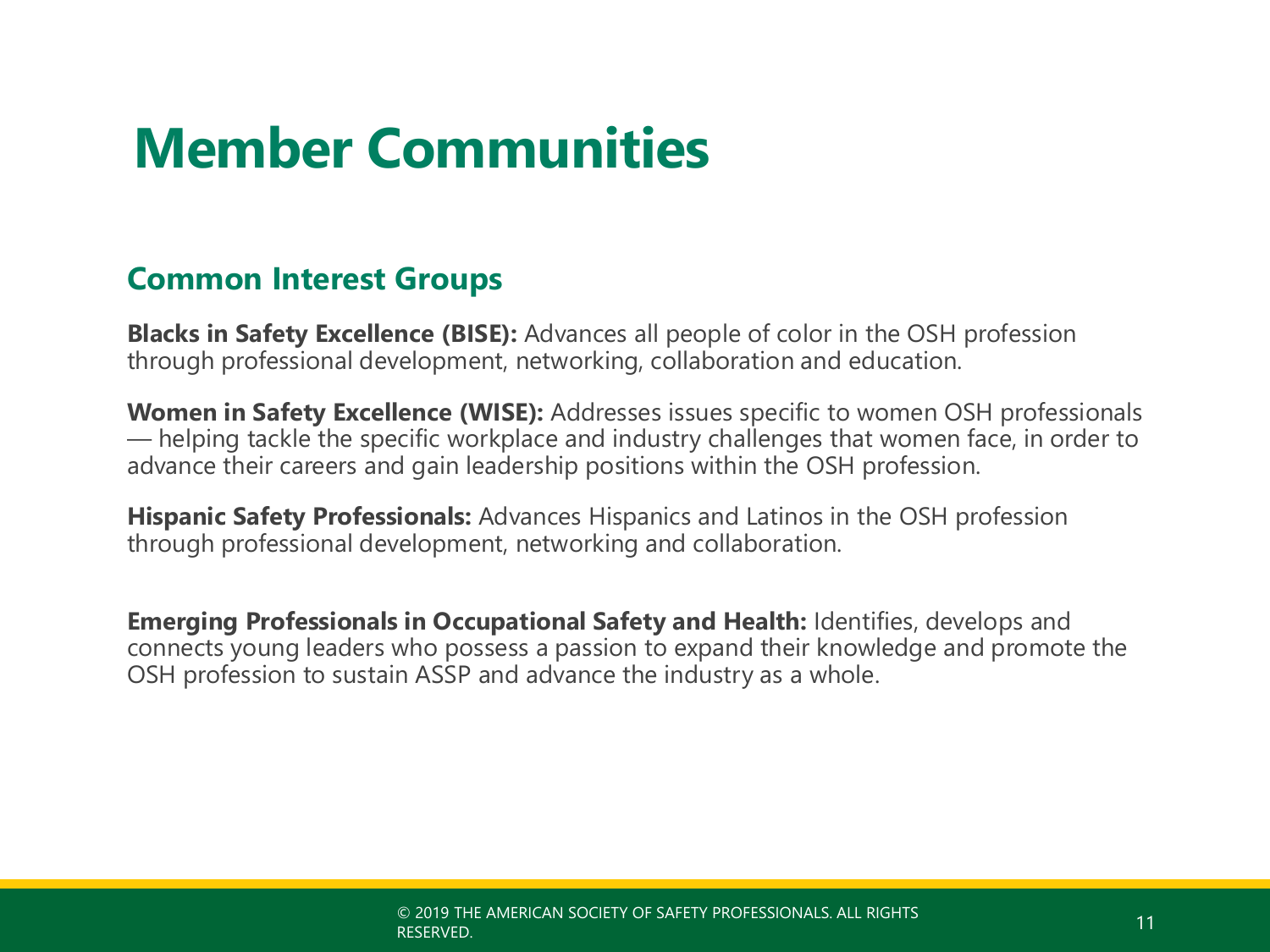# Member Communities

## Common Interest Groups

**Blacks in Safety Excellence (BISE):** Advances all people of color in the OSH profession through professional development, networking, collaboration and education.

**Women in Safety Excellence (WISE):** Addresses issues specific to women OSH professionals — helping tackle the specific workplace and industry challenges that women face, in order to advance their careers and gain leadership positions within the OSH profession.

**Hispanic Safety Professionals:** Advances Hispanics and Latinos in the OSH profession through professional development, networking and collaboration.

**Emerging Professionals in Occupational Safety and Health:** Identifies, develops and connects young leaders who possess a passion to expand their knowledge and promote the OSH profession to sustain ASSP and advance the industry as a whole.

© 2019 THE AMERICAN SOCIETY OF SAFETY PROFESSIONALS. ALL RIGHTS RESERVED.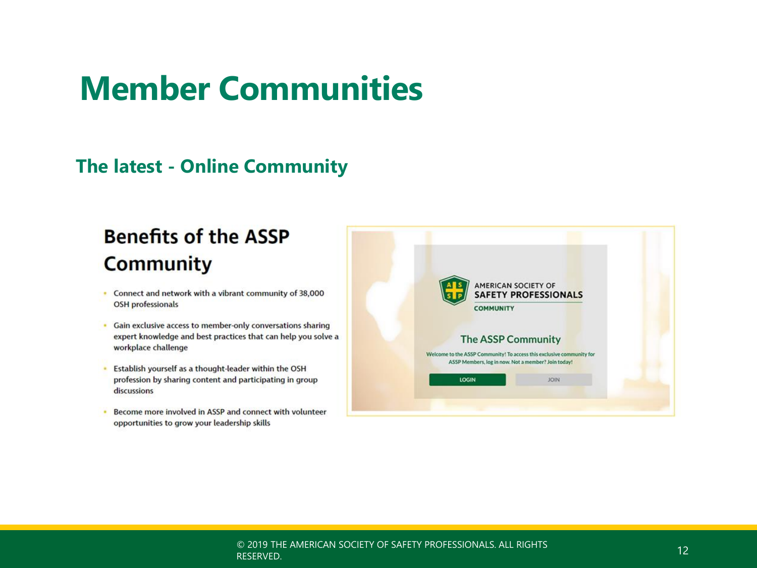# Member Communities

## The latest - Online Community

### Benefits of the ASSP Community

- Connect and network with a vibrant community of 38,000 OSH professionals
- Gain exclusive access to member-only conversations sharing expert knowledge and best practices that can help you solve a workplace challenge
- Establish yourself as a thought-leader within the OSH profession by sharing content and participating in group discussions
- Become more involved in ASSP and connect with volunteer opportunities to grow your leadership skills

AMERICAN SOCIETY OF SAFETY PROFESSIONALS COMMUNITY

The ASSP Community

Welcome to the ASSP Community! To access this exclusive community for ASSP Members, log in now. Not a member? Join today!

LOGIN JOIN

© 2019 THE AMERICAN SOCIETY OF SAFETY PROFESSIONALS. ALL RIGHTS RESERVED.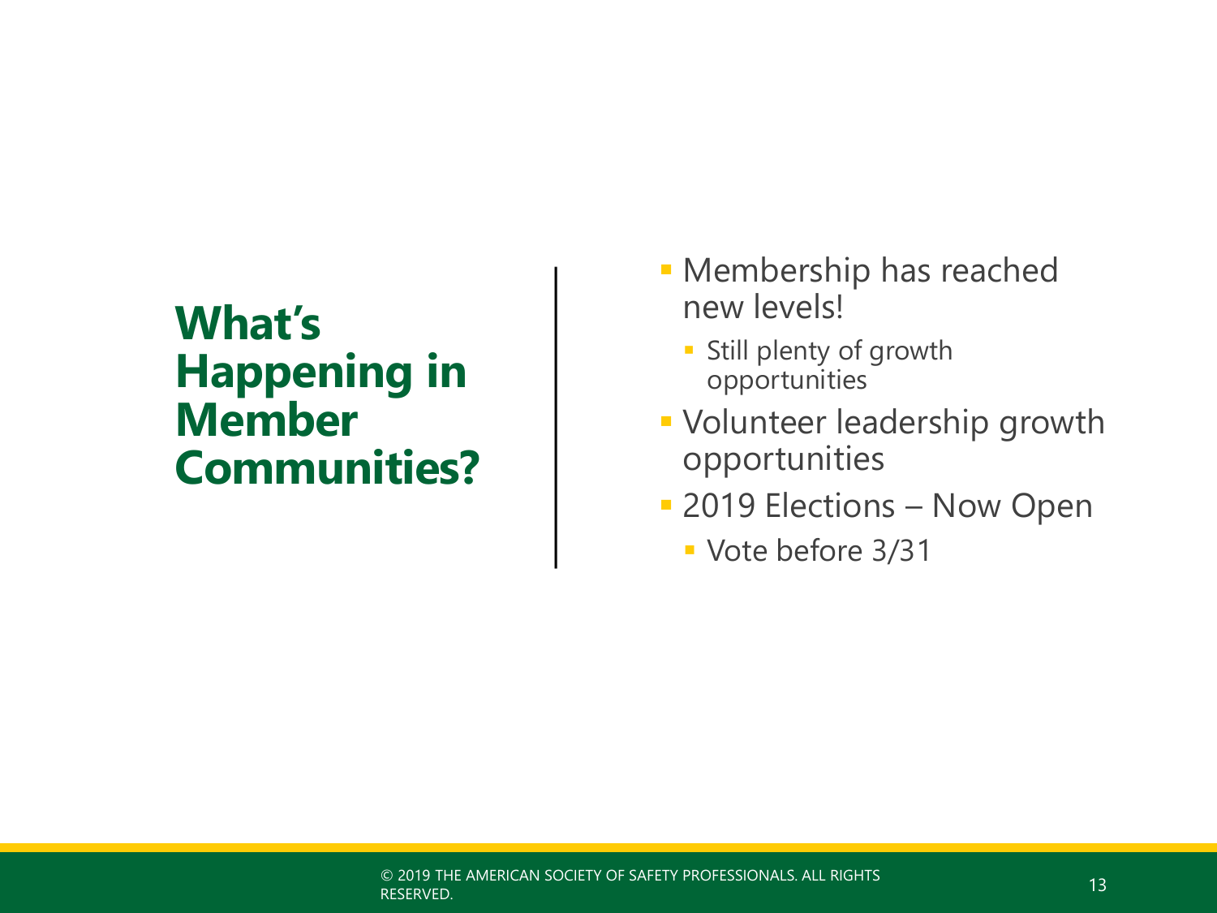# What's Happening in Member Communities?

- Membership has reached new levels!
  - Still plenty of growth opportunities
- Volunteer leadership growth opportunities
- 2019 Elections – Now Open
  - Vote before 3/31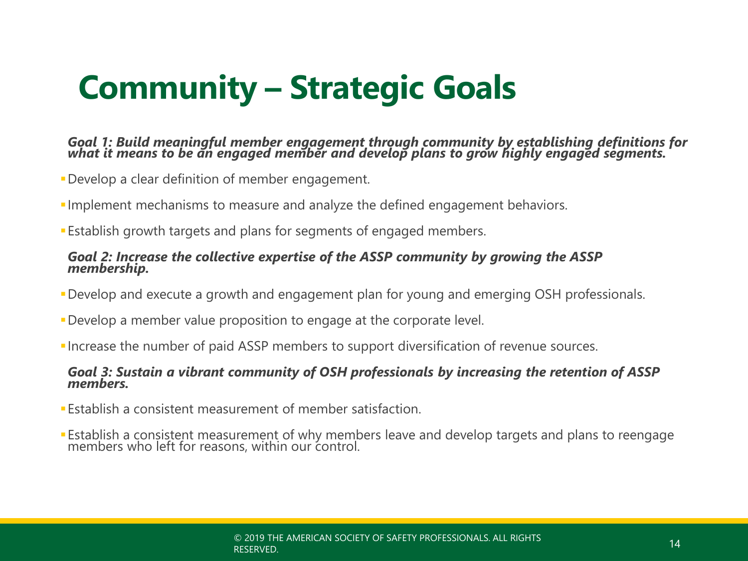# Community – Strategic Goals

***Goal 1: Build meaningful member engagement through community by establishing definitions for what it means to be an engaged member and develop plans to grow highly engaged segments.***

- Develop a clear definition of member engagement.
- Implement mechanisms to measure and analyze the defined engagement behaviors.
- Establish growth targets and plans for segments of engaged members.

***Goal 2: Increase the collective expertise of the ASSP community by growing the ASSP membership.***

- Develop and execute a growth and engagement plan for young and emerging OSH professionals.
- Develop a member value proposition to engage at the corporate level.
- Increase the number of paid ASSP members to support diversification of revenue sources.

***Goal 3: Sustain a vibrant community of OSH professionals by increasing the retention of ASSP members.***

- Establish a consistent measurement of member satisfaction.
- Establish a consistent measurement of why members leave and develop targets and plans to reengage members who left for reasons, within our control.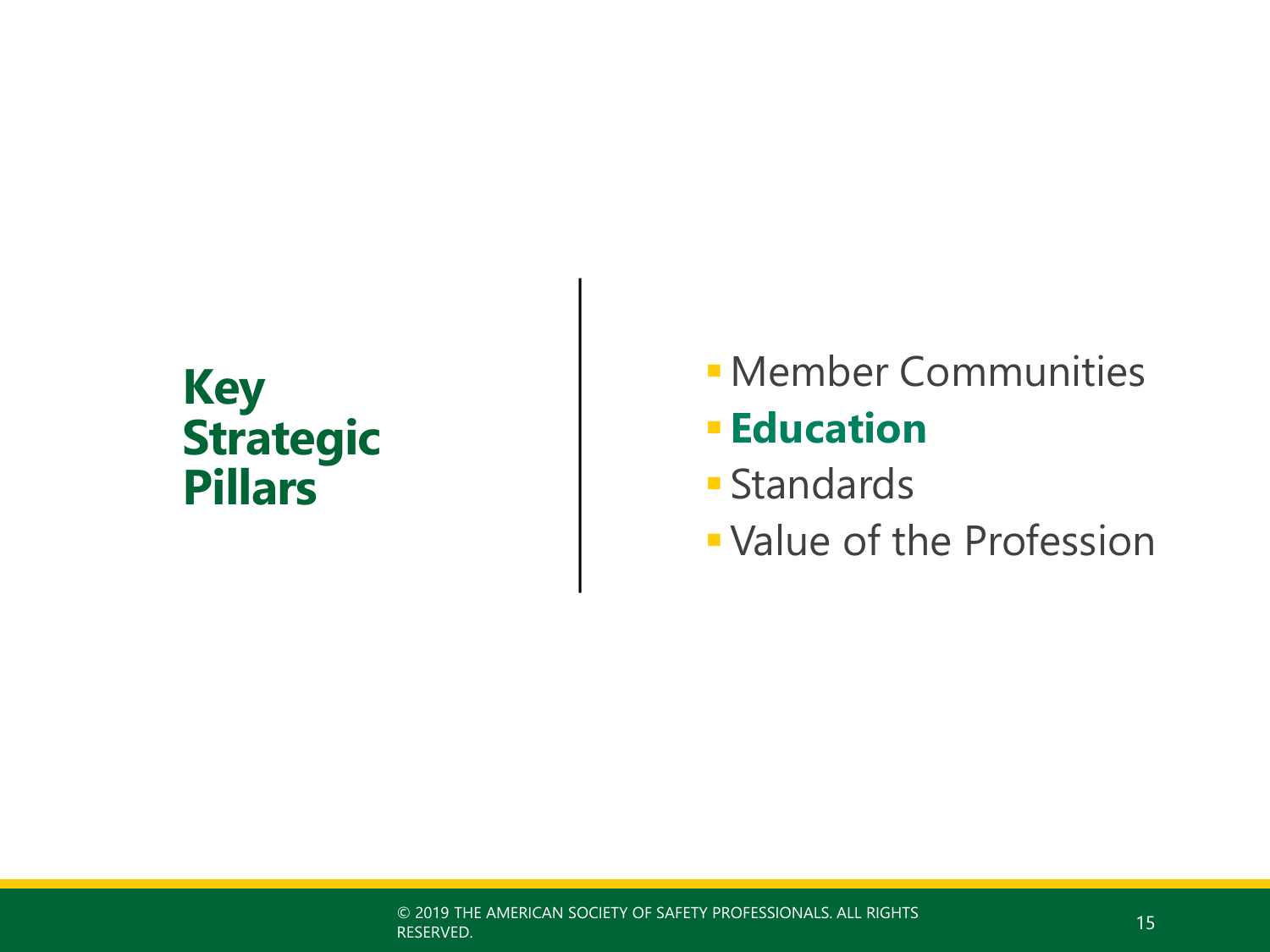# Key Strategic Pillars

- Member Communities
- **Education**
- Standards
- Value of the Profession

© 2019 THE AMERICAN SOCIETY OF SAFETY PROFESSIONALS. ALL RIGHTS RESERVED.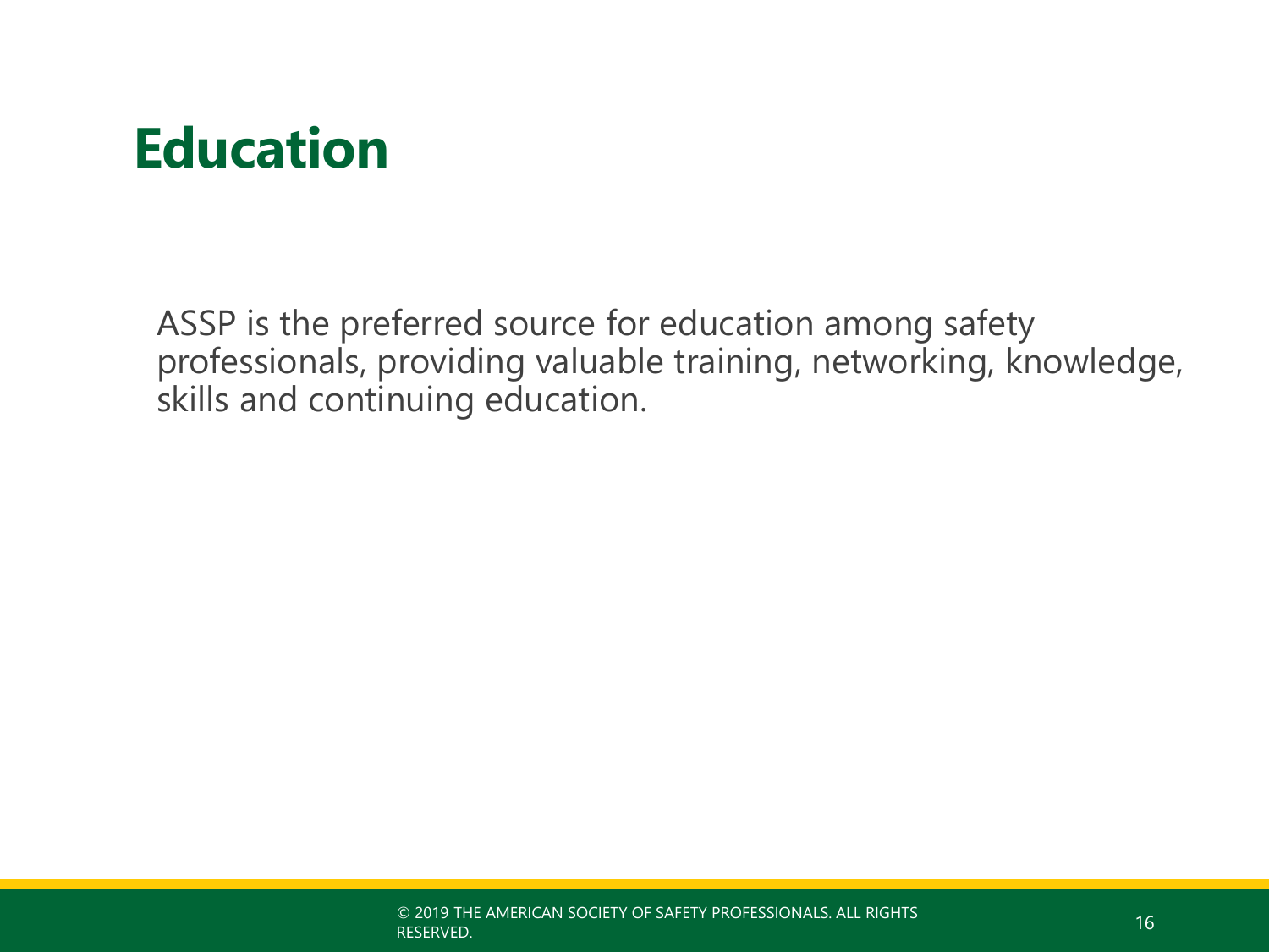# Education

ASSP is the preferred source for education among safety professionals, providing valuable training, networking, knowledge, skills and continuing education.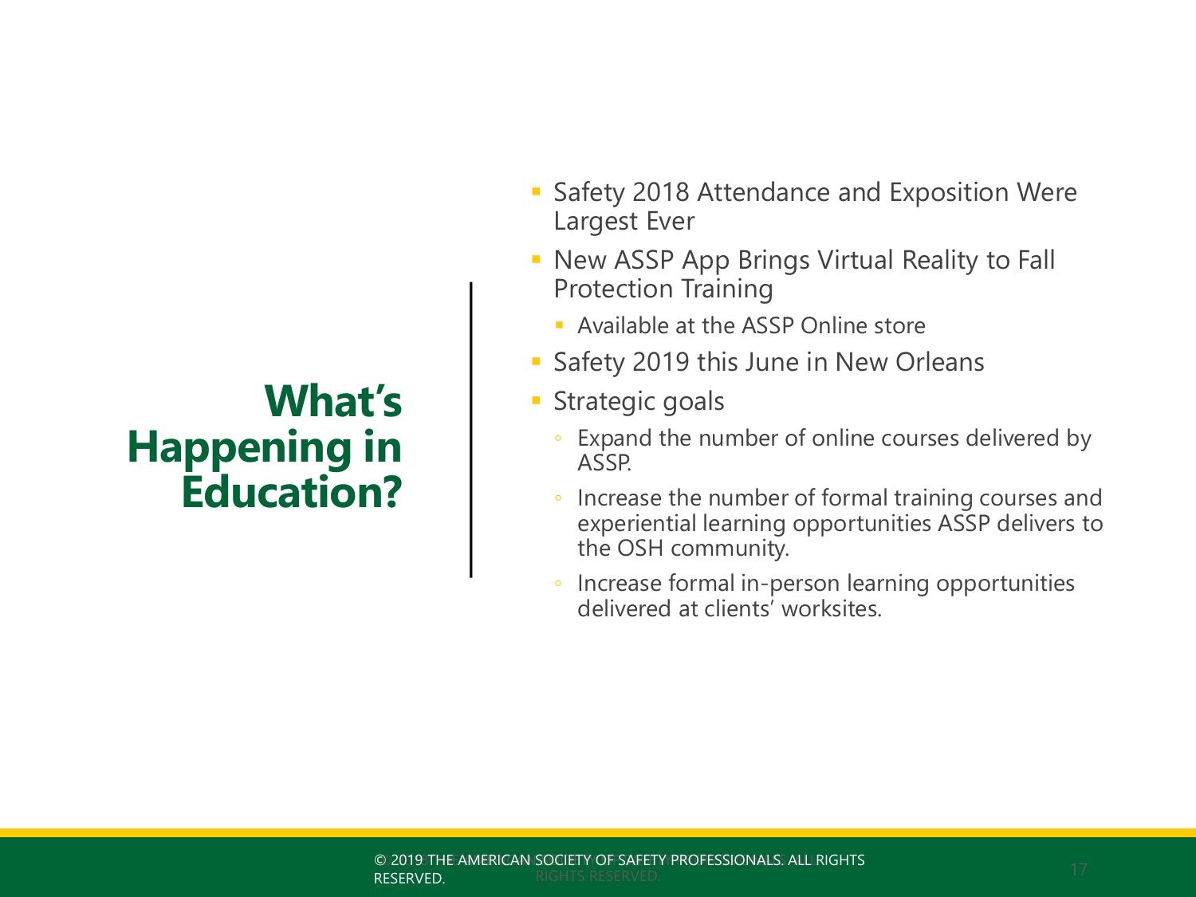# What's Happening in Education?

- Safety 2018 Attendance and Exposition Were Largest Ever
- New ASSP App Brings Virtual Reality to Fall Protection Training
  - Available at the ASSP Online store
- Safety 2019 this June in New Orleans
- Strategic goals
  - Expand the number of online courses delivered by ASSP.
  - Increase the number of formal training courses and experiential learning opportunities ASSP delivers to the OSH community.
  - Increase formal in-person learning opportunities delivered at clients' worksites.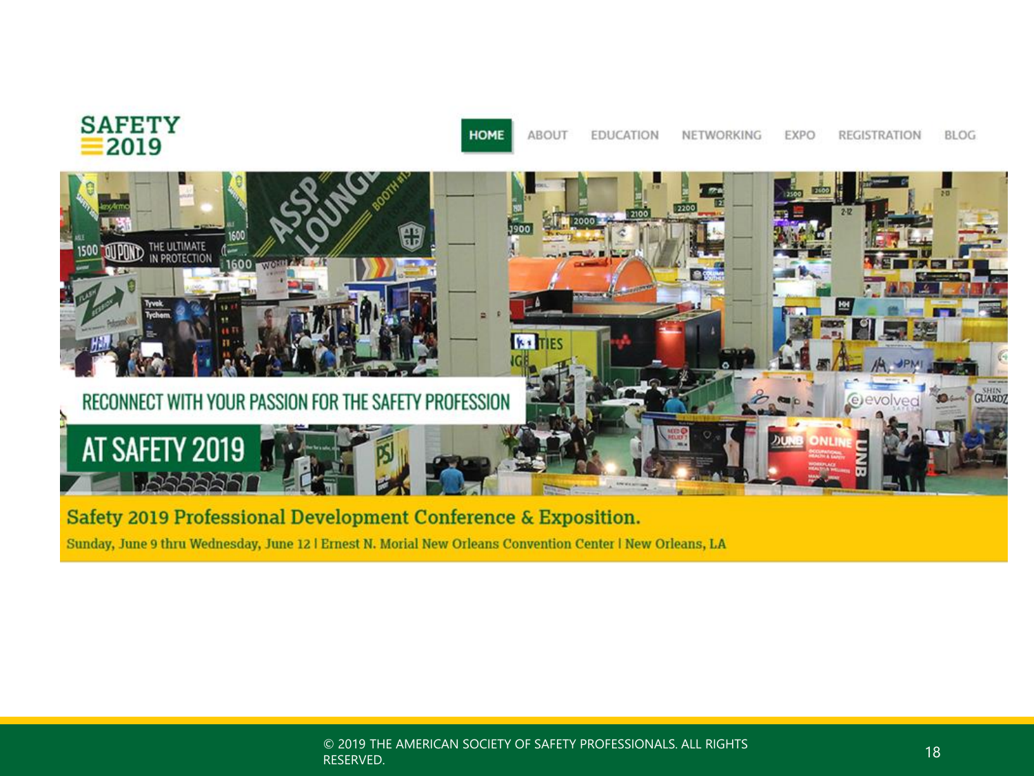SAFETY 2019

HOME ABOUT EDUCATION NETWORKING EXPO REGISTRATION BLOG

RECONNECT WITH YOUR PASSION FOR THE SAFETY PROFESSION

AT SAFETY 2019

**Safety 2019 Professional Development Conference & Exposition.**

Sunday, June 9 thru Wednesday, June 12 | Ernest N. Morial New Orleans Convention Center | New Orleans, LA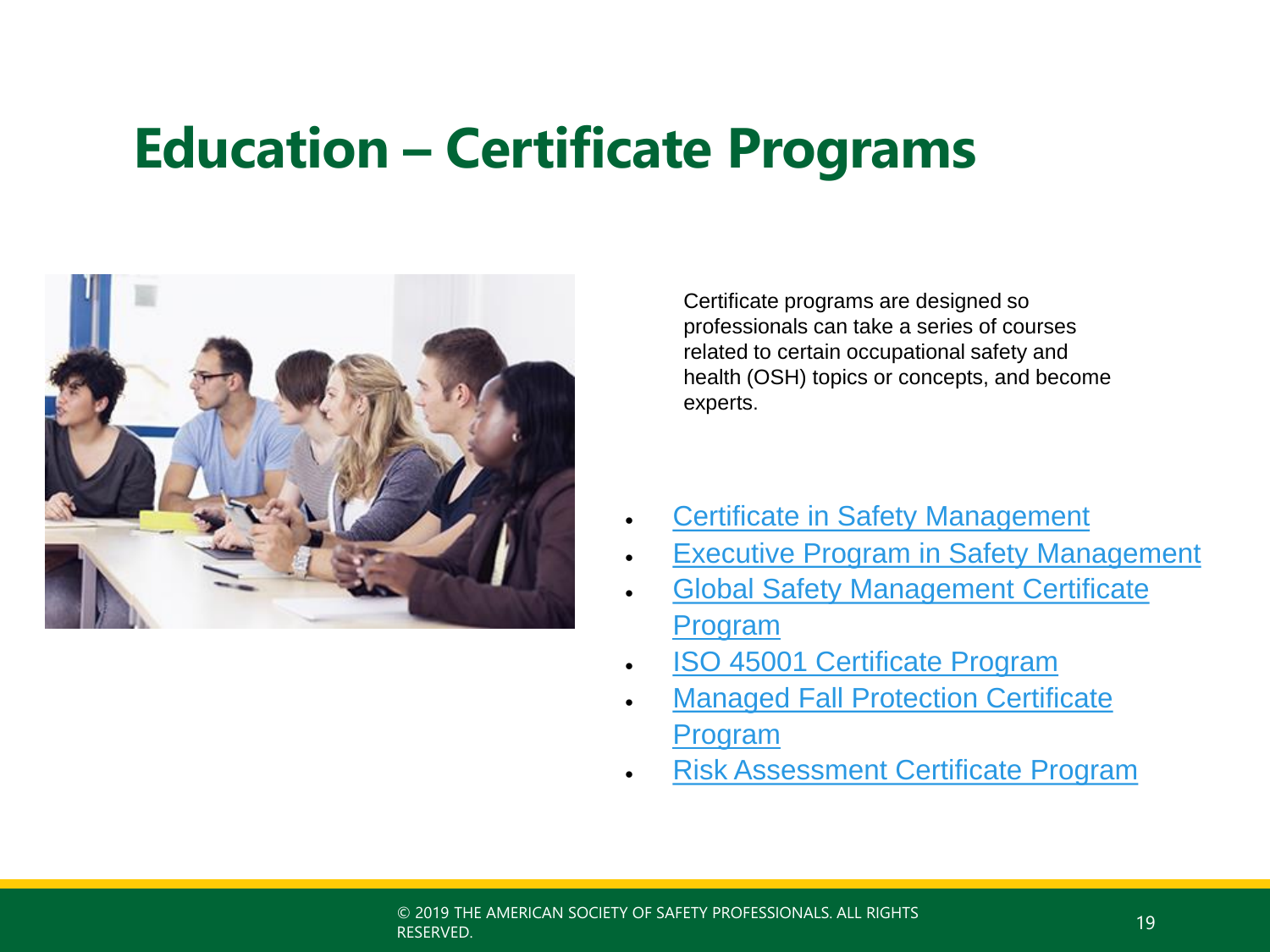# Education – Certificate Programs

Certificate programs are designed so professionals can take a series of courses related to certain occupational safety and health (OSH) topics or concepts, and become experts.

- Certificate in Safety Management
- Executive Program in Safety Management
- Global Safety Management Certificate Program
- ISO 45001 Certificate Program
- Managed Fall Protection Certificate Program
- Risk Assessment Certificate Program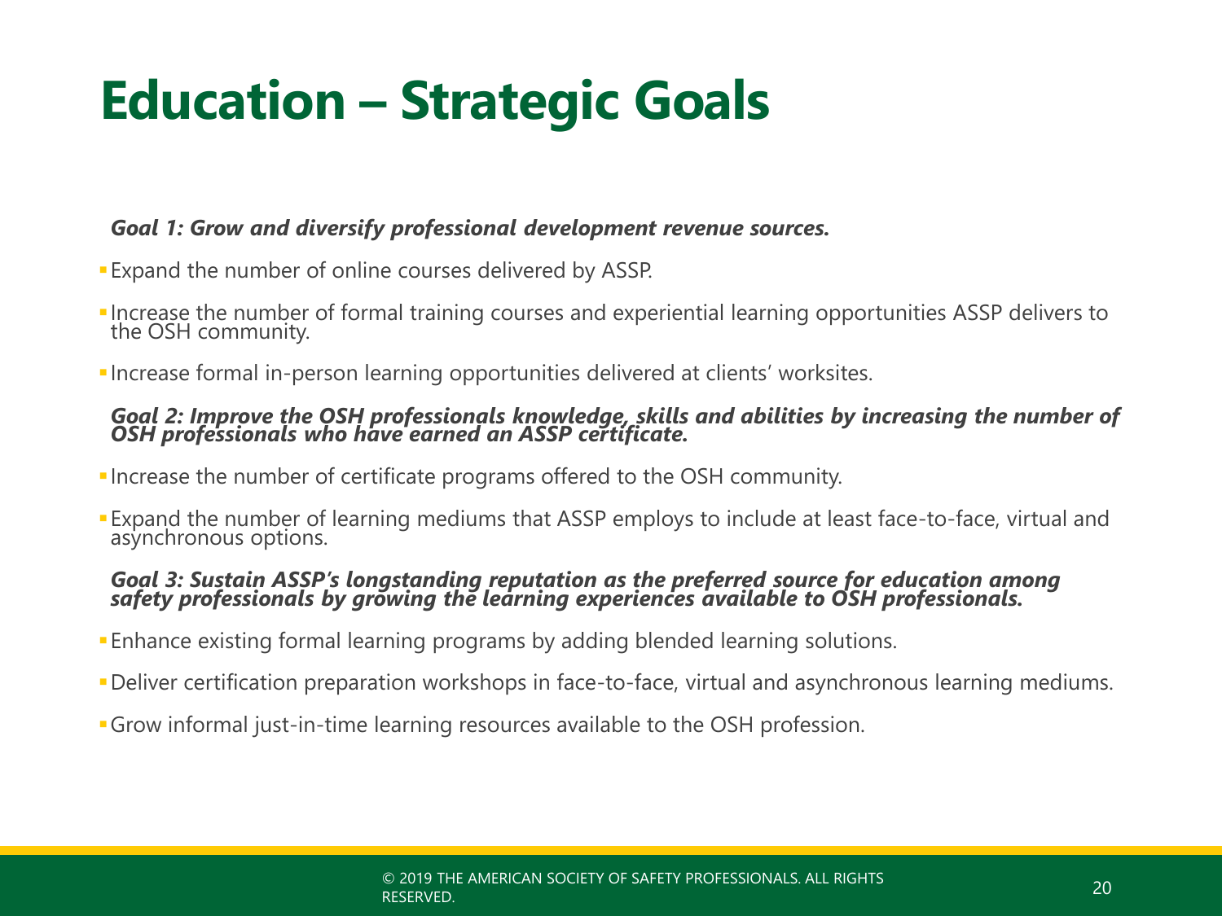# Education – Strategic Goals

***Goal 1: Grow and diversify professional development revenue sources.***

- Expand the number of online courses delivered by ASSP.
- Increase the number of formal training courses and experiential learning opportunities ASSP delivers to the OSH community.
- Increase formal in-person learning opportunities delivered at clients' worksites.

***Goal 2: Improve the OSH professionals knowledge, skills and abilities by increasing the number of OSH professionals who have earned an ASSP certificate.***

- Increase the number of certificate programs offered to the OSH community.
- Expand the number of learning mediums that ASSP employs to include at least face-to-face, virtual and asynchronous options.

***Goal 3: Sustain ASSP's longstanding reputation as the preferred source for education among safety professionals by growing the learning experiences available to OSH professionals.***

- Enhance existing formal learning programs by adding blended learning solutions.
- Deliver certification preparation workshops in face-to-face, virtual and asynchronous learning mediums.
- Grow informal just-in-time learning resources available to the OSH profession.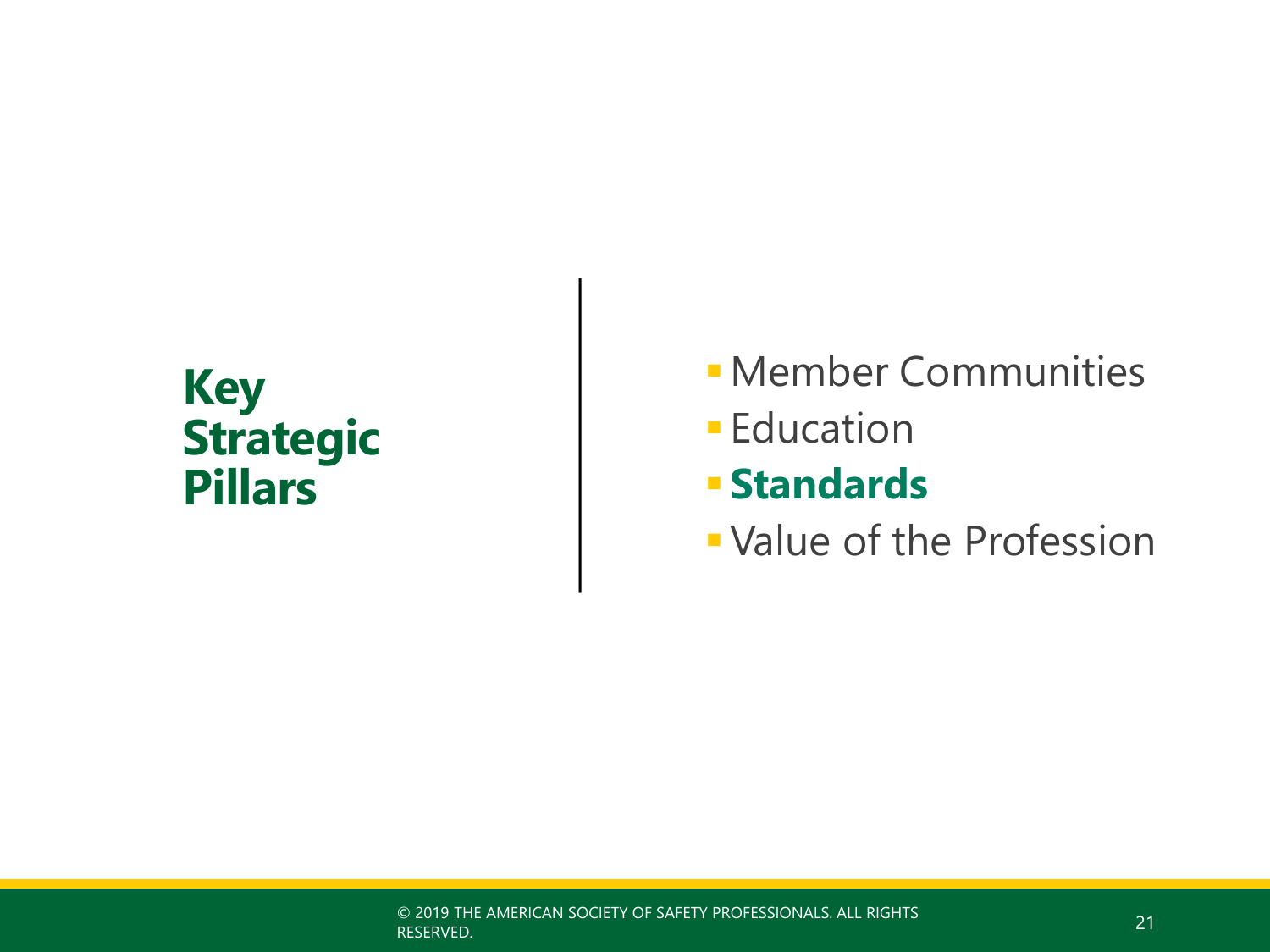# Key Strategic Pillars

- Member Communities
- Education
- **Standards**
- Value of the Profession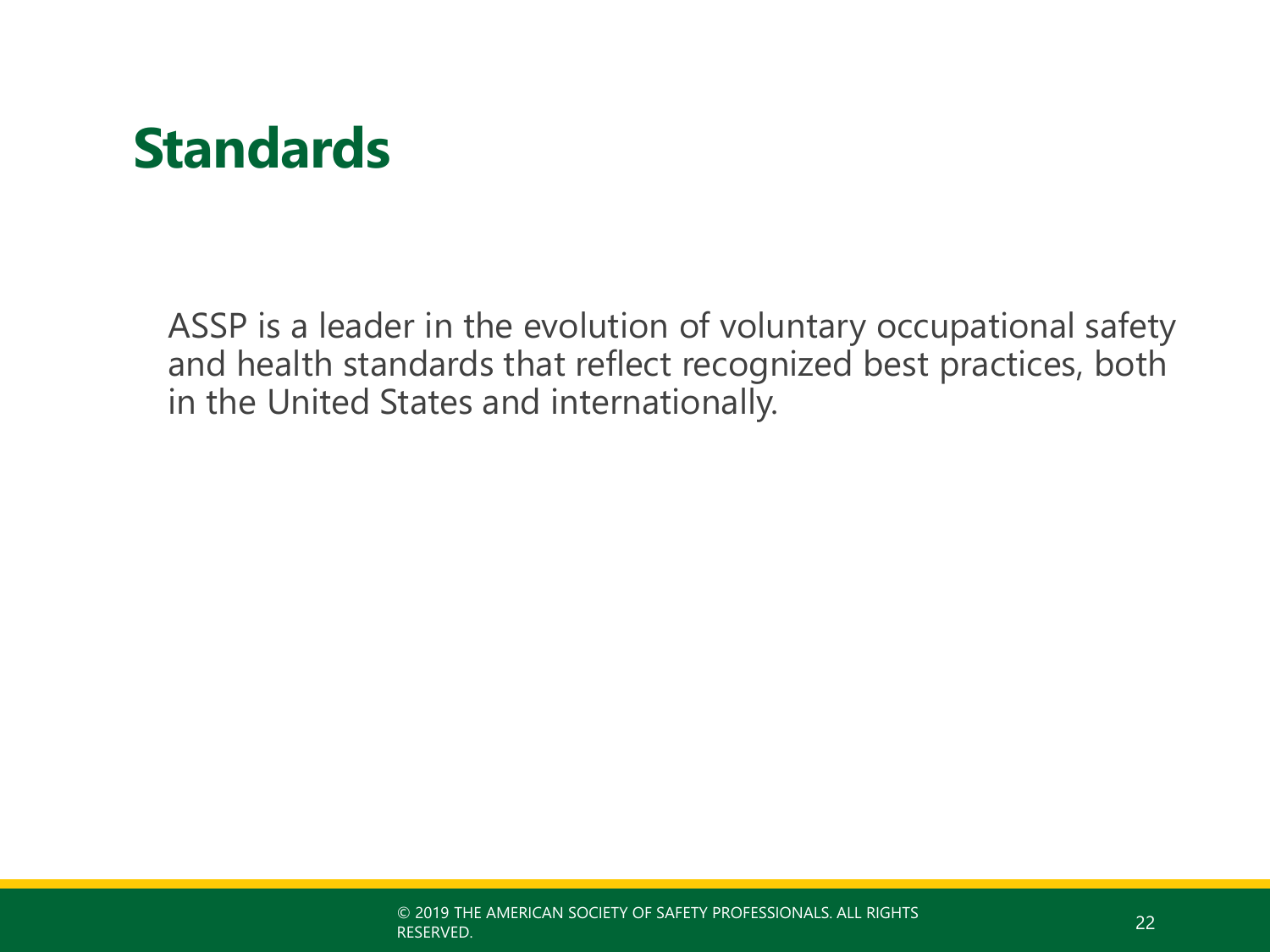# Standards

ASSP is a leader in the evolution of voluntary occupational safety and health standards that reflect recognized best practices, both in the United States and internationally.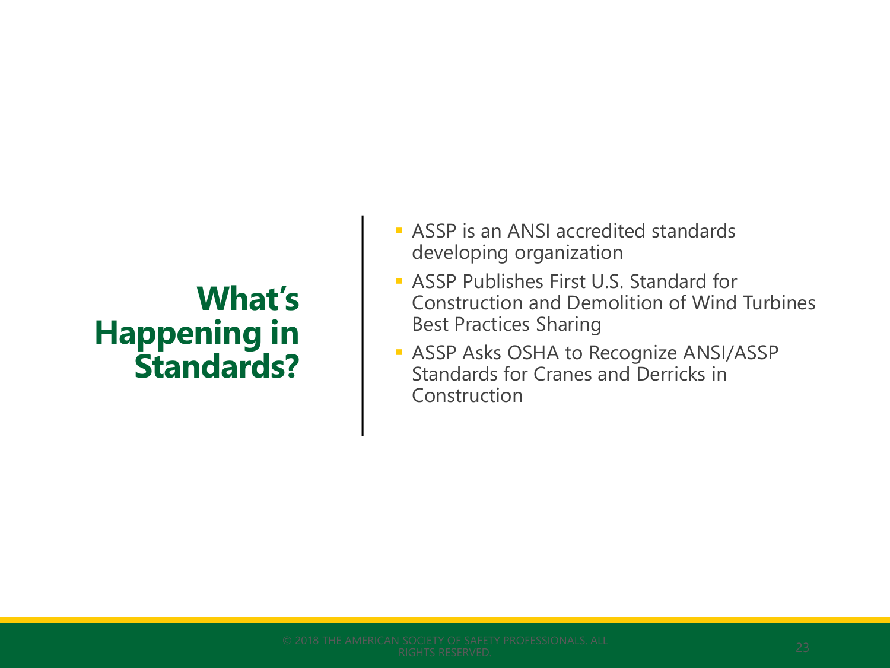# What's Happening in Standards?

- ASSP is an ANSI accredited standards developing organization
- ASSP Publishes First U.S. Standard for Construction and Demolition of Wind Turbines Best Practices Sharing
- ASSP Asks OSHA to Recognize ANSI/ASSP Standards for Cranes and Derricks in Construction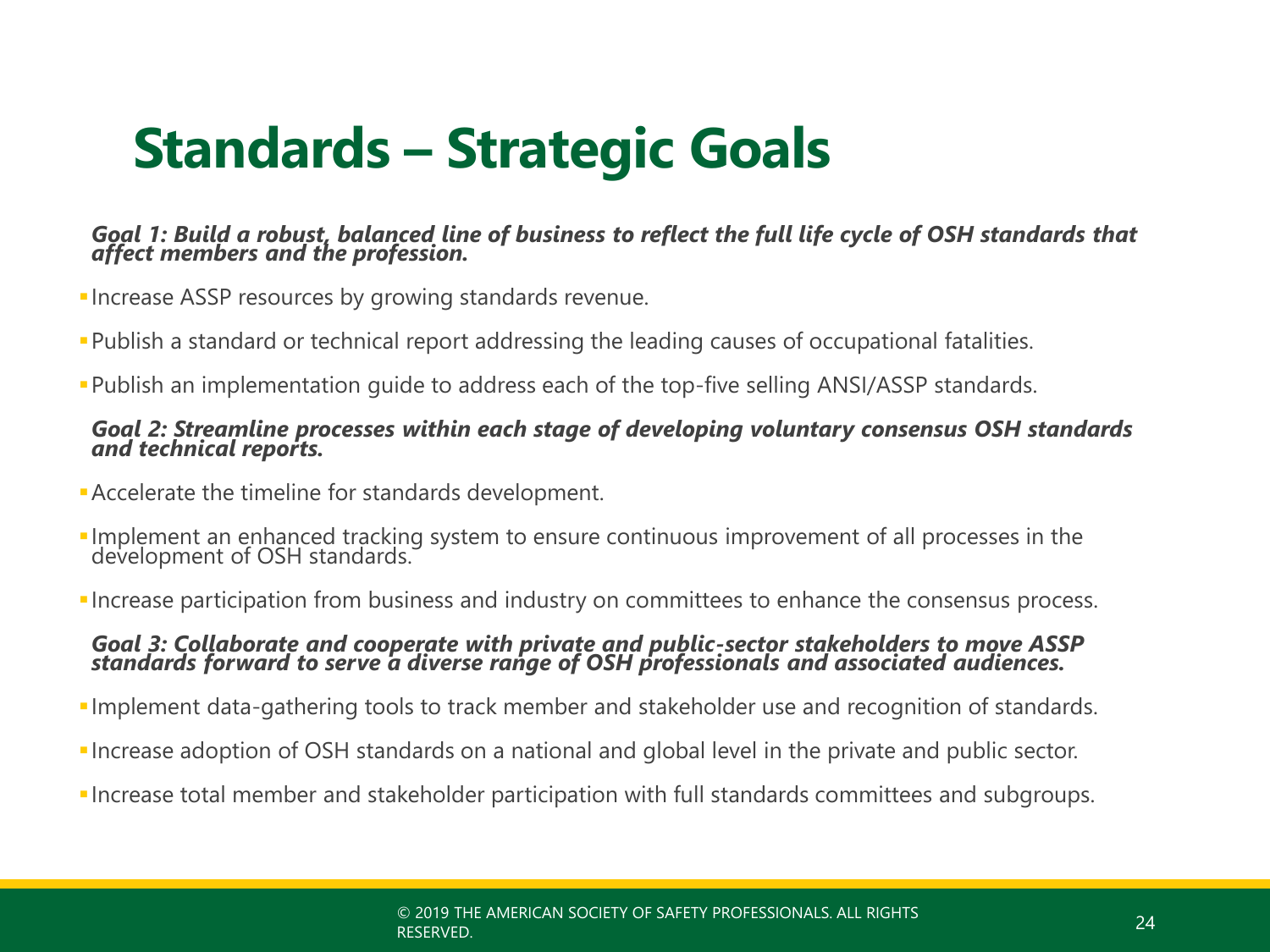# Standards – Strategic Goals

***Goal 1: Build a robust, balanced line of business to reflect the full life cycle of OSH standards that affect members and the profession.***

- Increase ASSP resources by growing standards revenue.
- Publish a standard or technical report addressing the leading causes of occupational fatalities.
- Publish an implementation guide to address each of the top-five selling ANSI/ASSP standards.

***Goal 2: Streamline processes within each stage of developing voluntary consensus OSH standards and technical reports.***

- Accelerate the timeline for standards development.
- Implement an enhanced tracking system to ensure continuous improvement of all processes in the development of OSH standards.
- Increase participation from business and industry on committees to enhance the consensus process.

***Goal 3: Collaborate and cooperate with private and public-sector stakeholders to move ASSP standards forward to serve a diverse range of OSH professionals and associated audiences.***

- Implement data-gathering tools to track member and stakeholder use and recognition of standards.
- Increase adoption of OSH standards on a national and global level in the private and public sector.
- Increase total member and stakeholder participation with full standards committees and subgroups.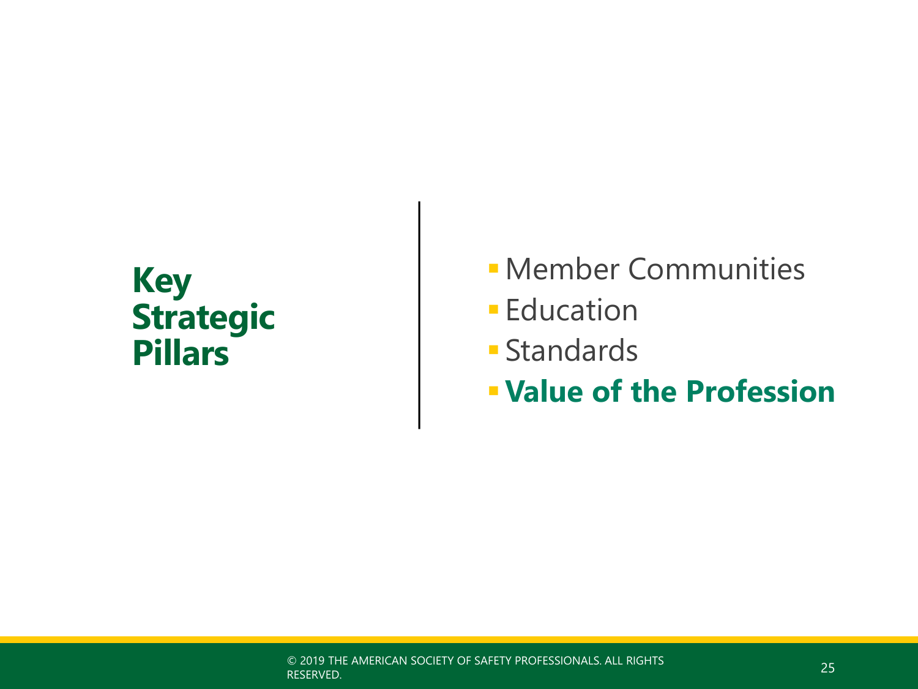# Key Strategic Pillars

- Member Communities
- Education
- Standards
- **Value of the Profession**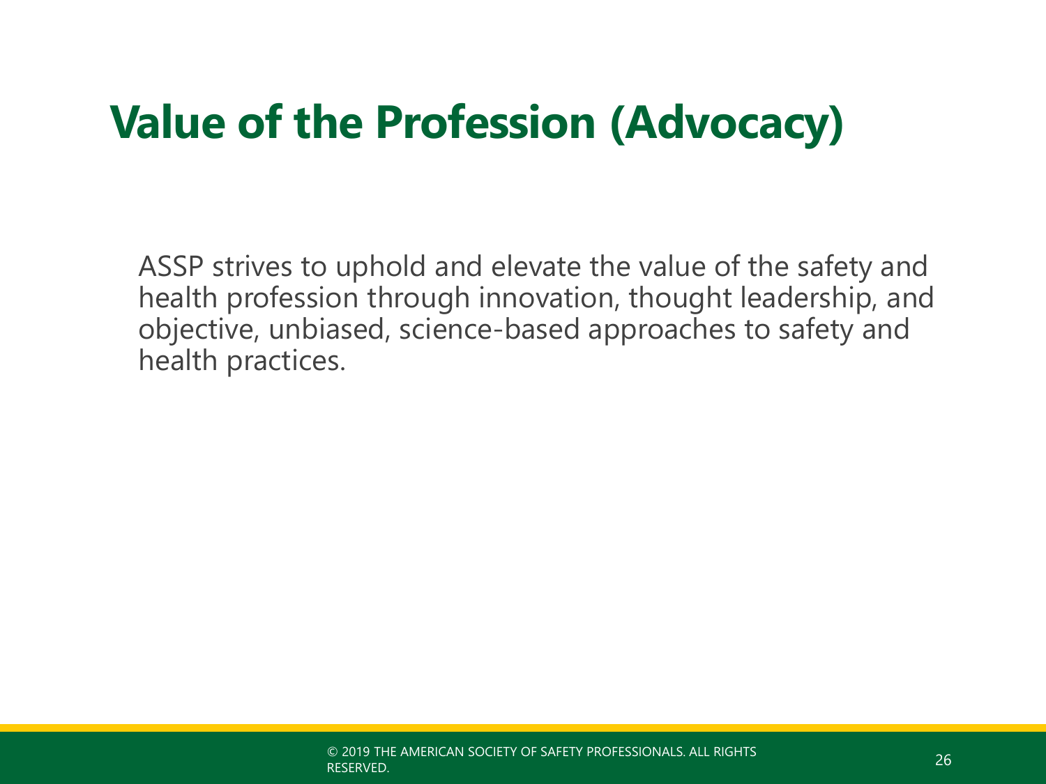# Value of the Profession (Advocacy)

ASSP strives to uphold and elevate the value of the safety and health profession through innovation, thought leadership, and objective, unbiased, science-based approaches to safety and health practices.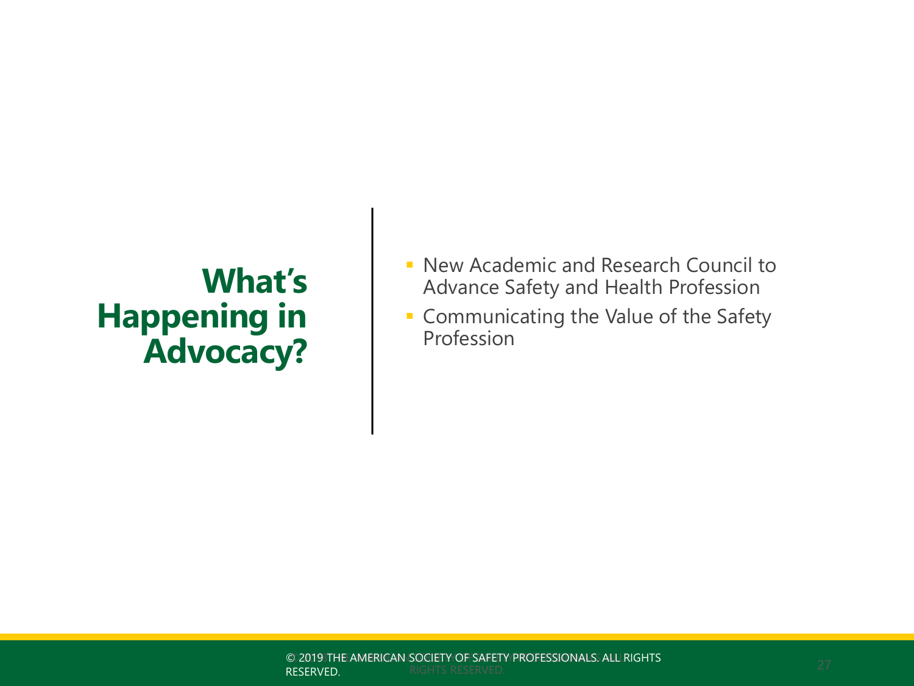# What's Happening in Advocacy?

- New Academic and Research Council to Advance Safety and Health Profession
- Communicating the Value of the Safety Profession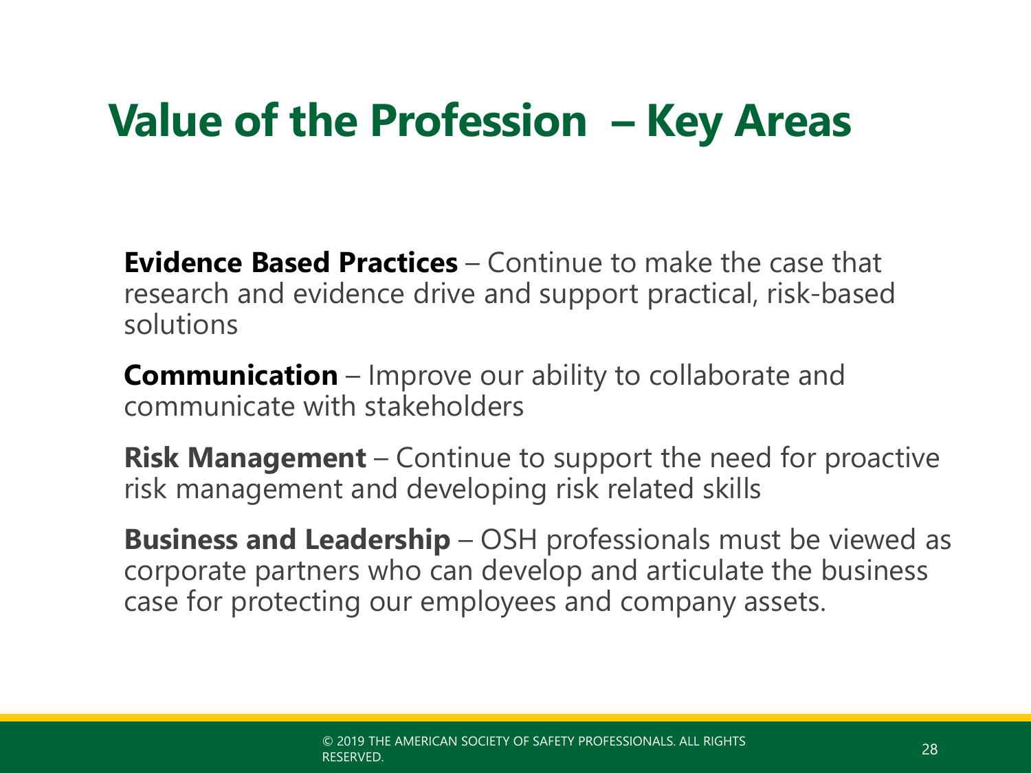# Value of the Profession – Key Areas

**Evidence Based Practices** – Continue to make the case that research and evidence drive and support practical, risk-based solutions

**Communication** – Improve our ability to collaborate and communicate with stakeholders

**Risk Management** – Continue to support the need for proactive risk management and developing risk related skills

**Business and Leadership** – OSH professionals must be viewed as corporate partners who can develop and articulate the business case for protecting our employees and company assets.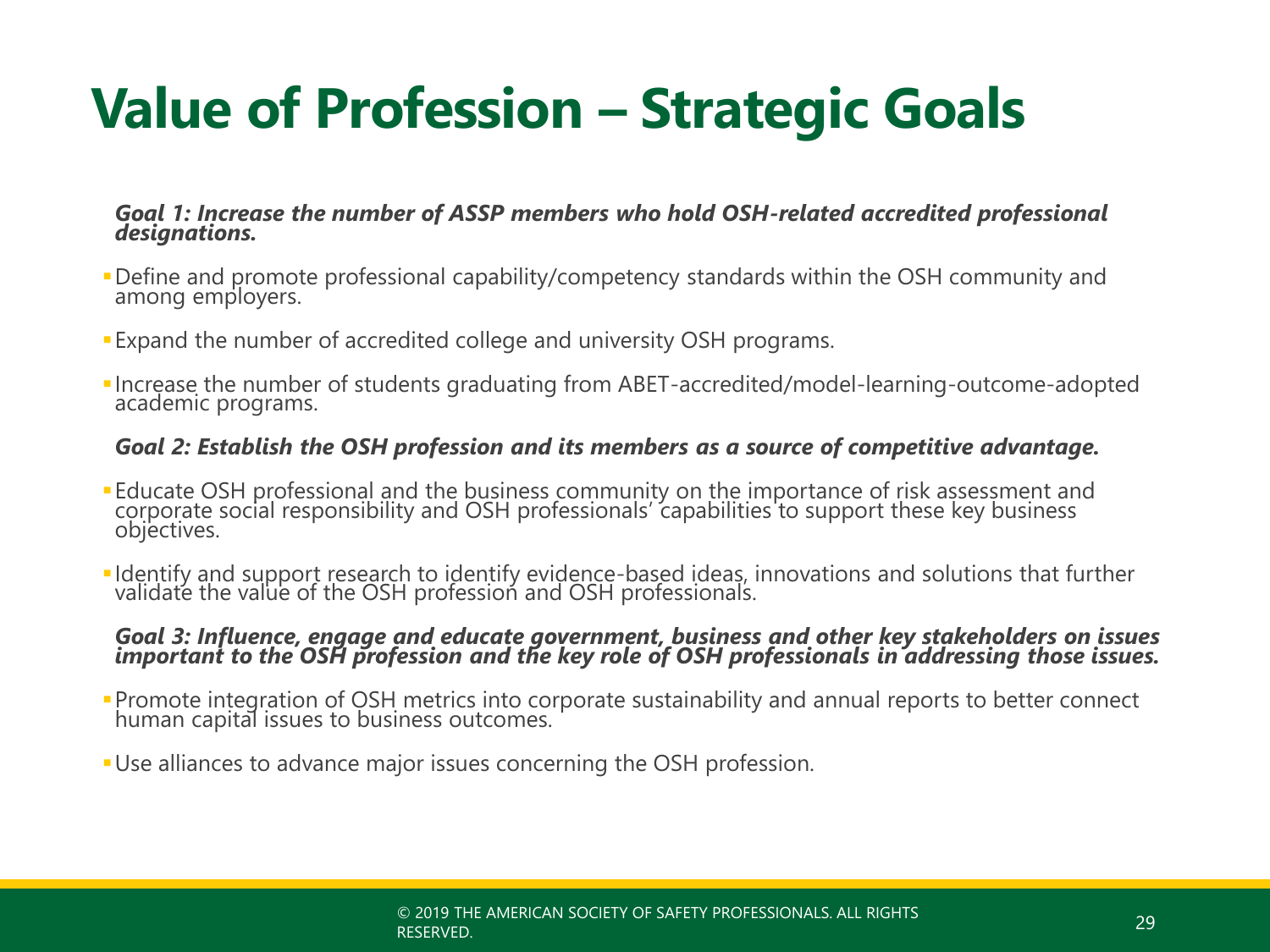# Value of Profession – Strategic Goals

***Goal 1: Increase the number of ASSP members who hold OSH-related accredited professional designations.***

- Define and promote professional capability/competency standards within the OSH community and among employers.
- Expand the number of accredited college and university OSH programs.
- Increase the number of students graduating from ABET-accredited/model-learning-outcome-adopted academic programs.

***Goal 2: Establish the OSH profession and its members as a source of competitive advantage.***

- Educate OSH professional and the business community on the importance of risk assessment and corporate social responsibility and OSH professionals' capabilities to support these key business objectives.
- Identify and support research to identify evidence-based ideas, innovations and solutions that further validate the value of the OSH profession and OSH professionals.

***Goal 3: Influence, engage and educate government, business and other key stakeholders on issues important to the OSH profession and the key role of OSH professionals in addressing those issues.***

- Promote integration of OSH metrics into corporate sustainability and annual reports to better connect human capital issues to business outcomes.
- Use alliances to advance major issues concerning the OSH profession.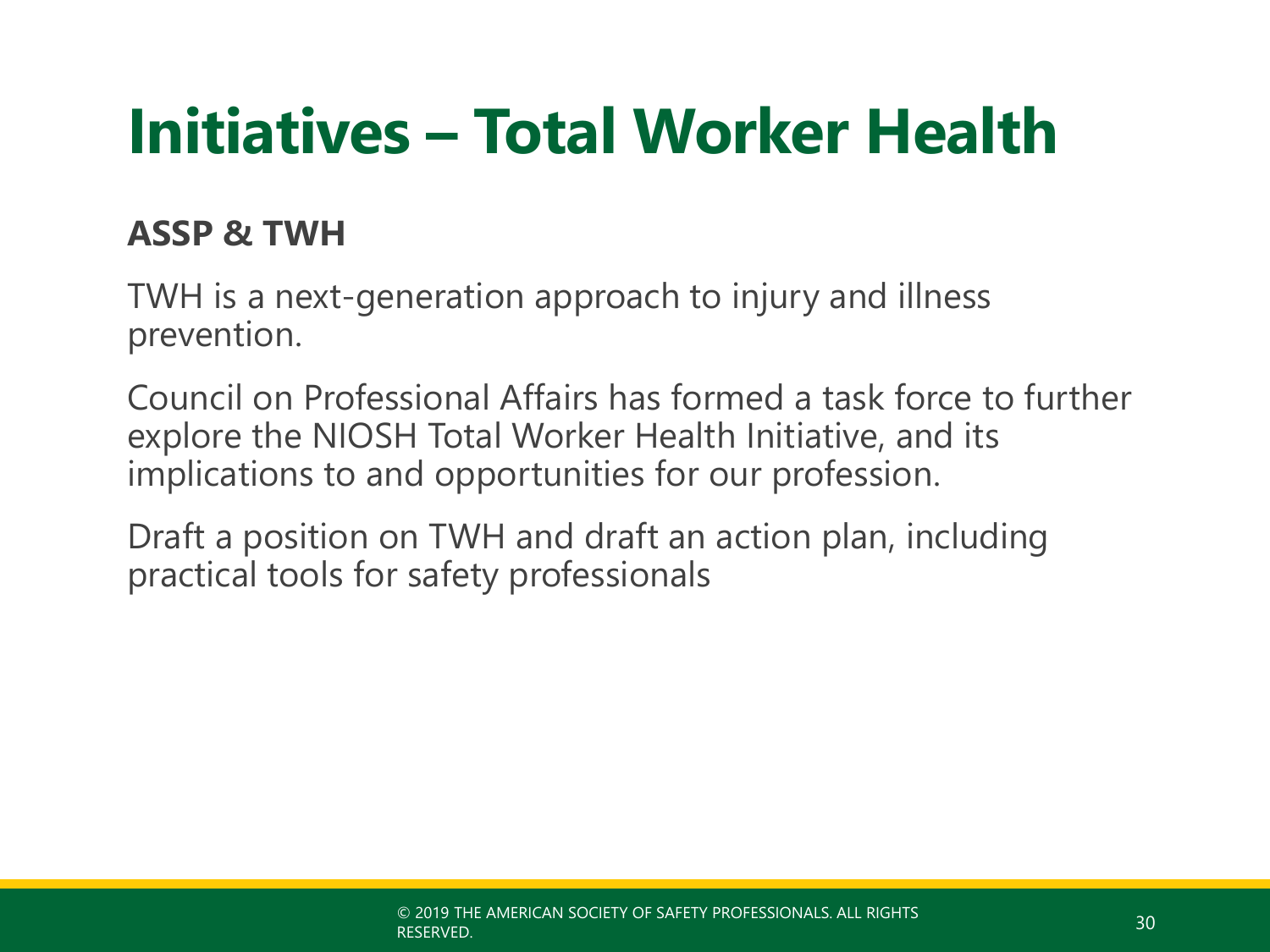# Initiatives – Total Worker Health

**ASSP & TWH**

TWH is a next-generation approach to injury and illness prevention.

Council on Professional Affairs has formed a task force to further explore the NIOSH Total Worker Health Initiative, and its implications to and opportunities for our profession.

Draft a position on TWH and draft an action plan, including practical tools for safety professionals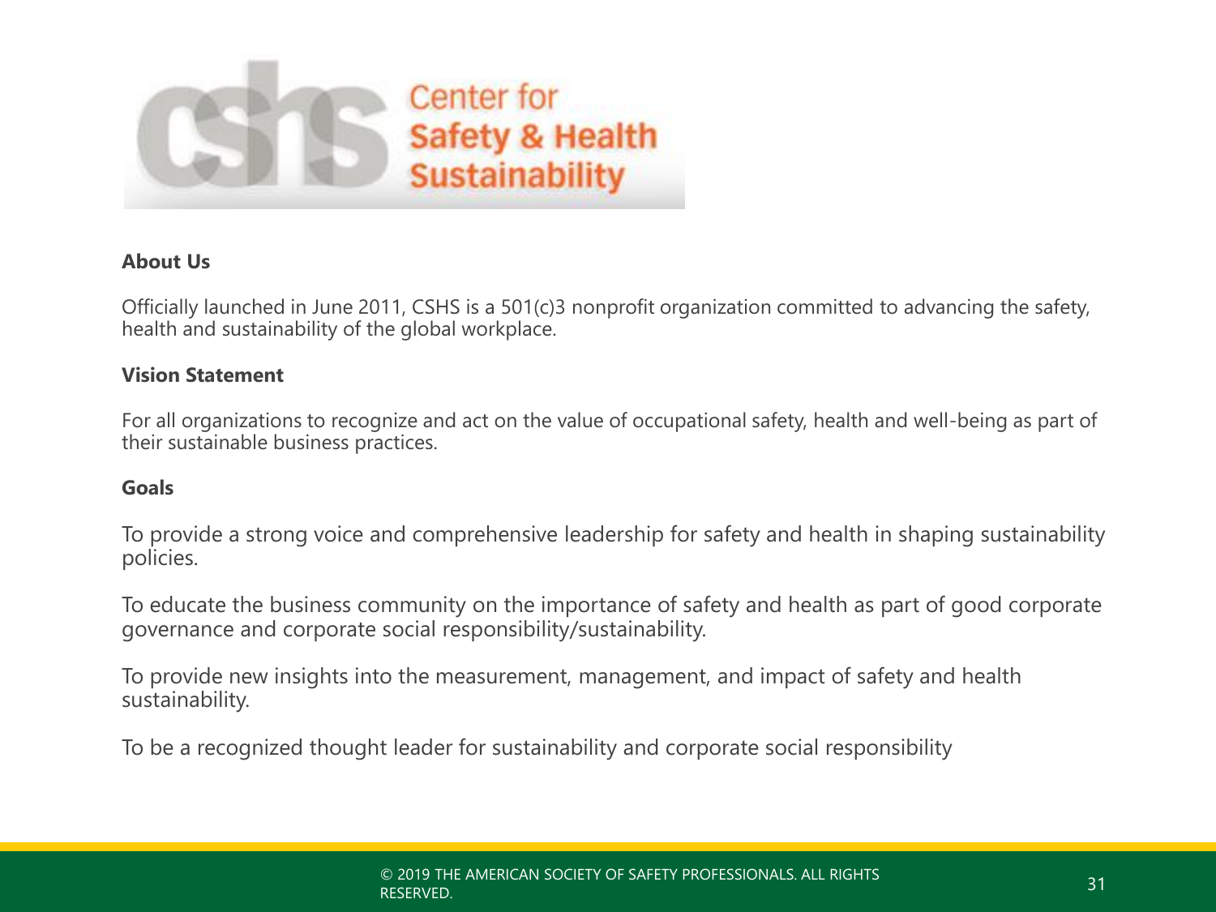Center for
Safety & Health
Sustainability

**About Us**

Officially launched in June 2011, CSHS is a 501(c)3 nonprofit organization committed to advancing the safety, health and sustainability of the global workplace.

**Vision Statement**

For all organizations to recognize and act on the value of occupational safety, health and well-being as part of their sustainable business practices.

**Goals**

To provide a strong voice and comprehensive leadership for safety and health in shaping sustainability policies.

To educate the business community on the importance of safety and health as part of good corporate governance and corporate social responsibility/sustainability.

To provide new insights into the measurement, management, and impact of safety and health sustainability.

To be a recognized thought leader for sustainability and corporate social responsibility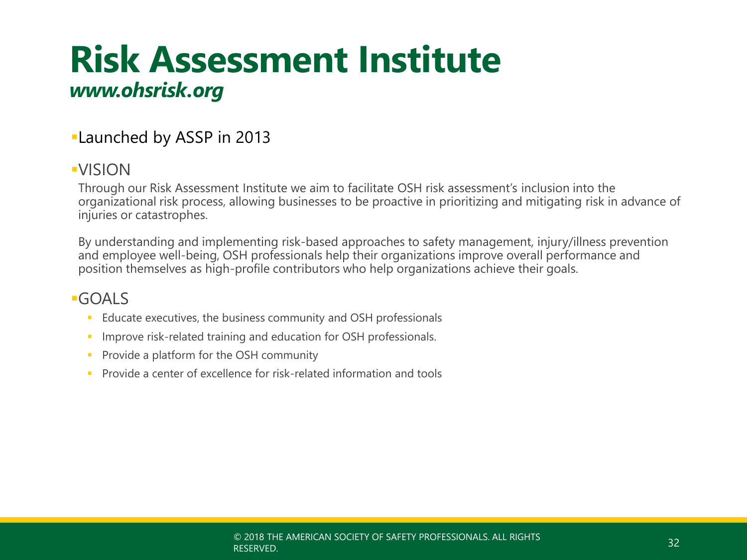# Risk Assessment Institute

***www.ohsrisk.org***

- Launched by ASSP in 2013

- VISION

  Through our Risk Assessment Institute we aim to facilitate OSH risk assessment's inclusion into the organizational risk process, allowing businesses to be proactive in prioritizing and mitigating risk in advance of injuries or catastrophes.

  By understanding and implementing risk-based approaches to safety management, injury/illness prevention and employee well-being, OSH professionals help their organizations improve overall performance and position themselves as high-profile contributors who help organizations achieve their goals.

- GOALS
  - Educate executives, the business community and OSH professionals
  - Improve risk-related training and education for OSH professionals.
  - Provide a platform for the OSH community
  - Provide a center of excellence for risk-related information and tools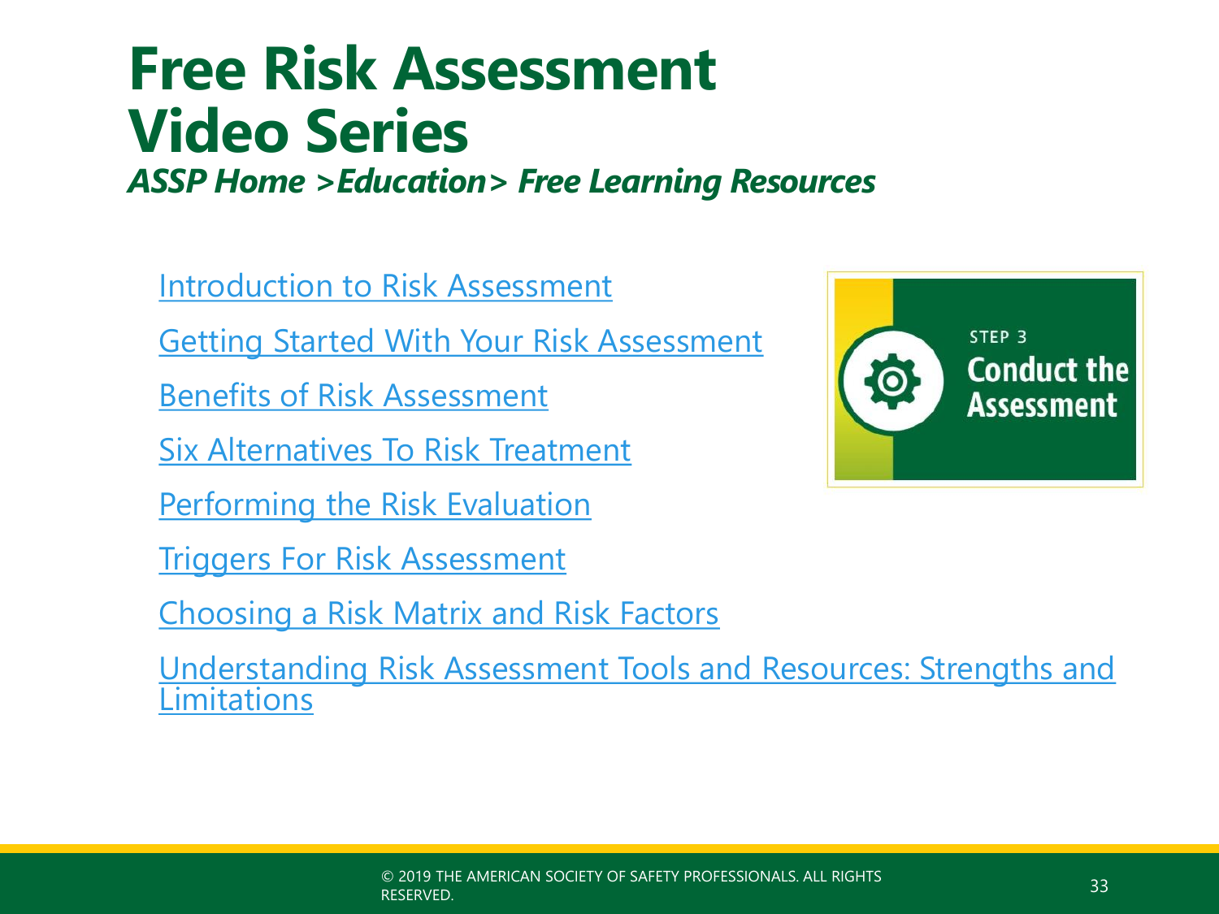# Free Risk Assessment Video Series

***ASSP Home >Education> Free Learning Resources***

- Introduction to Risk Assessment
- Getting Started With Your Risk Assessment
- Benefits of Risk Assessment
- Six Alternatives To Risk Treatment
- Performing the Risk Evaluation
- Triggers For Risk Assessment
- Choosing a Risk Matrix and Risk Factors
- Understanding Risk Assessment Tools and Resources: Strengths and Limitations

STEP 3
**Conduct the Assessment**

© 2019 THE AMERICAN SOCIETY OF SAFETY PROFESSIONALS. ALL RIGHTS RESERVED.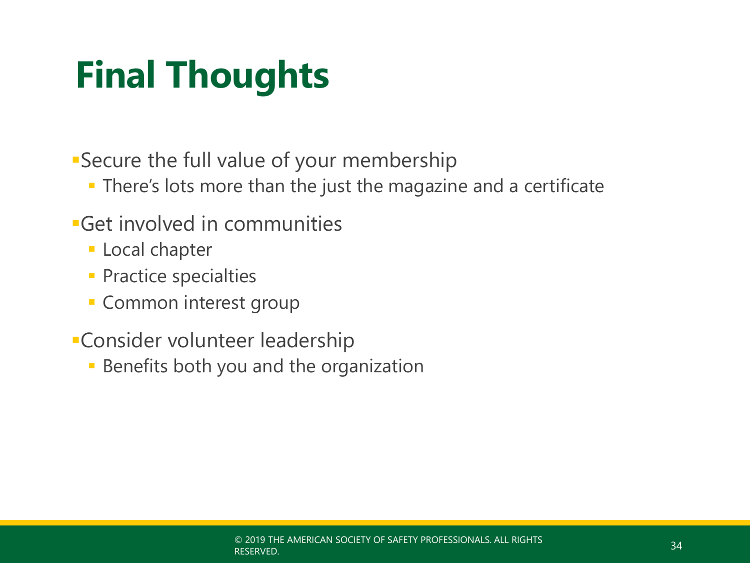# Final Thoughts

- Secure the full value of your membership
  - There's lots more than the just the magazine and a certificate
- Get involved in communities
  - Local chapter
  - Practice specialties
  - Common interest group
- Consider volunteer leadership
  - Benefits both you and the organization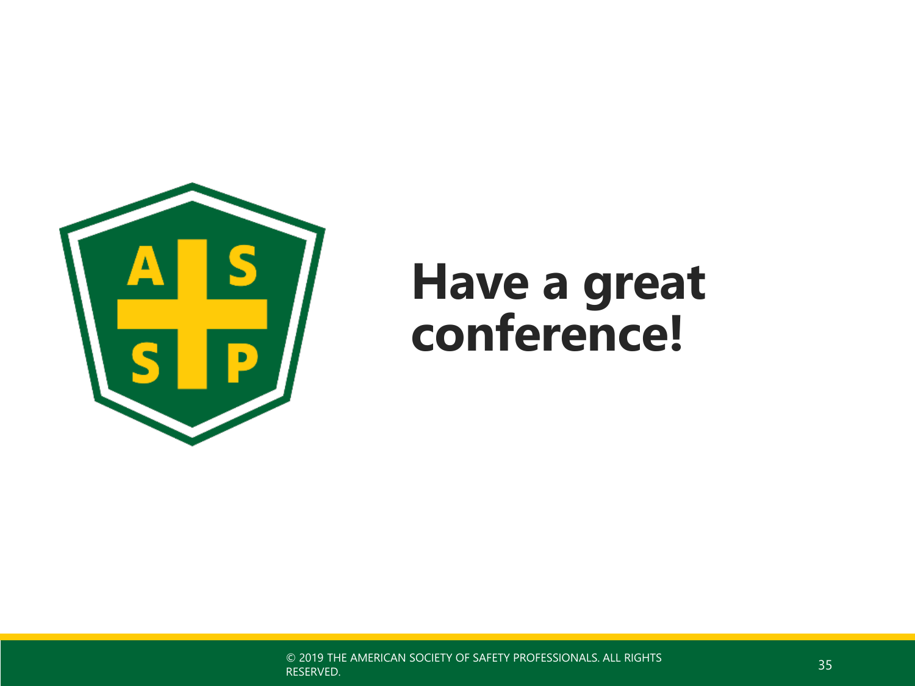# Have a great conference!

© 2019 THE AMERICAN SOCIETY OF SAFETY PROFESSIONALS. ALL RIGHTS RESERVED.